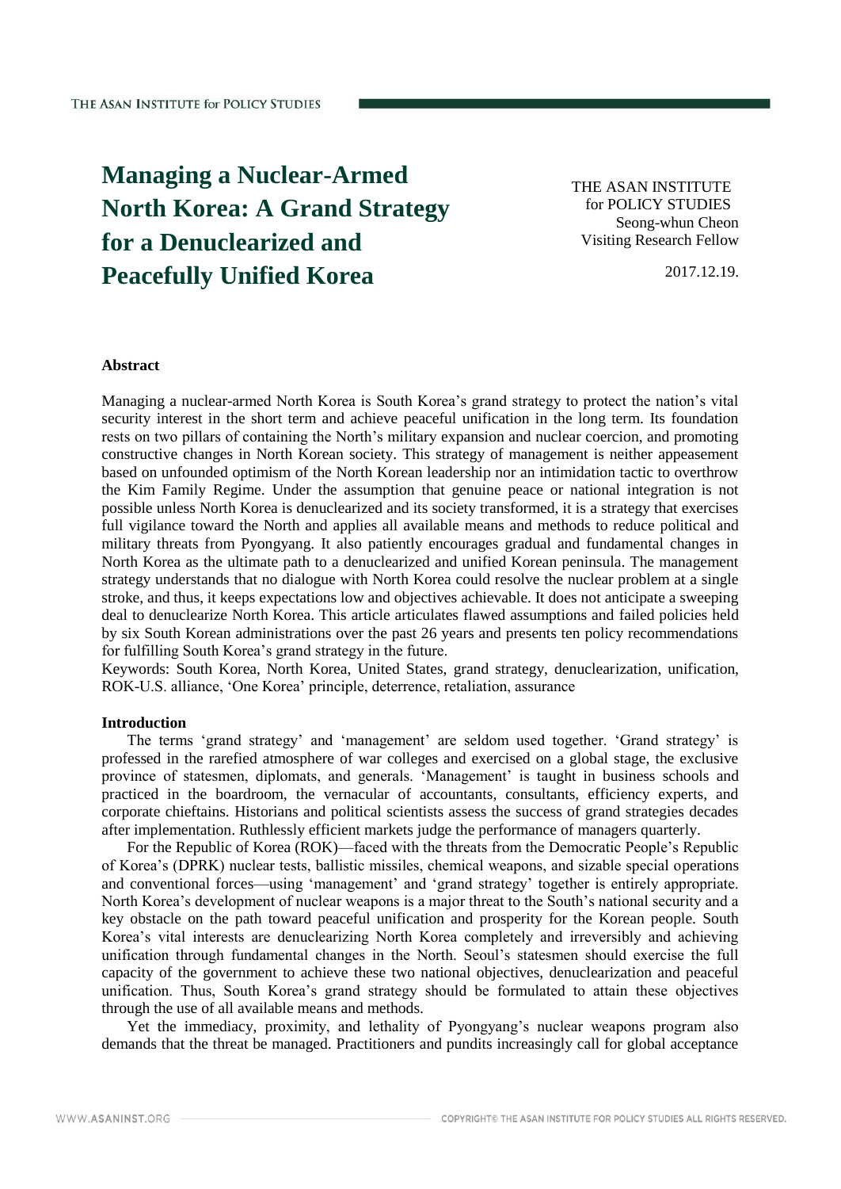# Managing a Nuclear-Armed North Korea: A Grand Strategy for a Denuclearized and Peacefully Unified Korea

THE ASAN INSTITUTE for POLICY STUDIES
Seong-whun Cheon
Visiting Research Fellow

2017.12.19.

## Abstract

Managing a nuclear-armed North Korea is South Korea's grand strategy to protect the nation's vital security interest in the short term and achieve peaceful unification in the long term. Its foundation rests on two pillars of containing the North's military expansion and nuclear coercion, and promoting constructive changes in North Korean society. This strategy of management is neither appeasement based on unfounded optimism of the North Korean leadership nor an intimidation tactic to overthrow the Kim Family Regime. Under the assumption that genuine peace or national integration is not possible unless North Korea is denuclearized and its society transformed, it is a strategy that exercises full vigilance toward the North and applies all available means and methods to reduce political and military threats from Pyongyang. It also patiently encourages gradual and fundamental changes in North Korea as the ultimate path to a denuclearized and unified Korean peninsula. The management strategy understands that no dialogue with North Korea could resolve the nuclear problem at a single stroke, and thus, it keeps expectations low and objectives achievable. It does not anticipate a sweeping deal to denuclearize North Korea. This article articulates flawed assumptions and failed policies held by six South Korean administrations over the past 26 years and presents ten policy recommendations for fulfilling South Korea's grand strategy in the future.

Keywords: South Korea, North Korea, United States, grand strategy, denuclearization, unification, ROK-U.S. alliance, 'One Korea' principle, deterrence, retaliation, assurance

## Introduction

The terms 'grand strategy' and 'management' are seldom used together. 'Grand strategy' is professed in the rarefied atmosphere of war colleges and exercised on a global stage, the exclusive province of statesmen, diplomats, and generals. 'Management' is taught in business schools and practiced in the boardroom, the vernacular of accountants, consultants, efficiency experts, and corporate chieftains. Historians and political scientists assess the success of grand strategies decades after implementation. Ruthlessly efficient markets judge the performance of managers quarterly.

For the Republic of Korea (ROK)—faced with the threats from the Democratic People's Republic of Korea's (DPRK) nuclear tests, ballistic missiles, chemical weapons, and sizable special operations and conventional forces—using 'management' and 'grand strategy' together is entirely appropriate. North Korea's development of nuclear weapons is a major threat to the South's national security and a key obstacle on the path toward peaceful unification and prosperity for the Korean people. South Korea's vital interests are denuclearizing North Korea completely and irreversibly and achieving unification through fundamental changes in the North. Seoul's statesmen should exercise the full capacity of the government to achieve these two national objectives, denuclearization and peaceful unification. Thus, South Korea's grand strategy should be formulated to attain these objectives through the use of all available means and methods.

Yet the immediacy, proximity, and lethality of Pyongyang's nuclear weapons program also demands that the threat be managed. Practitioners and pundits increasingly call for global acceptance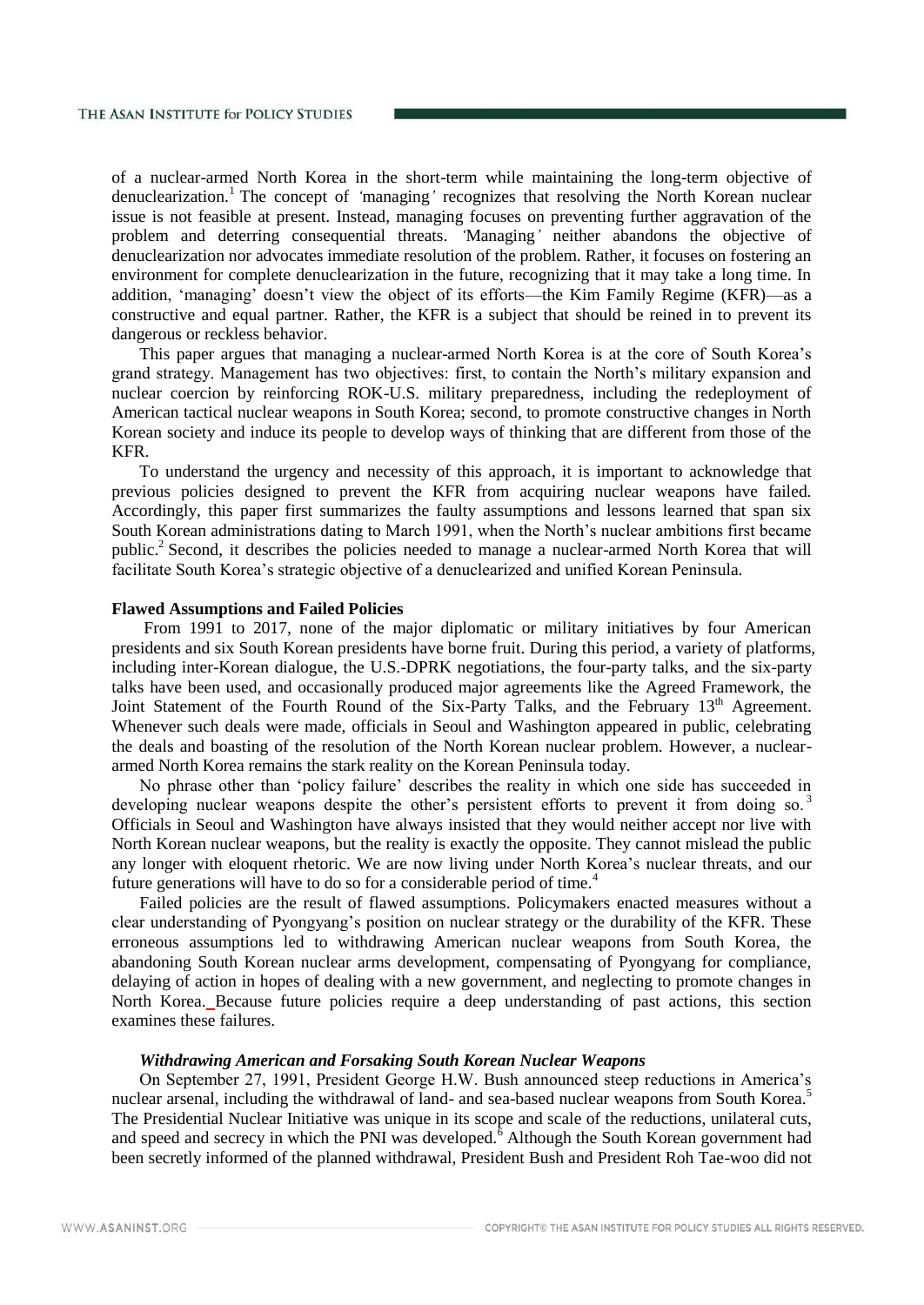of a nuclear-armed North Korea in the short-term while maintaining the long-term objective of denuclearization.[1] The concept of *'*managing*'* recognizes that resolving the North Korean nuclear issue is not feasible at present. Instead, managing focuses on preventing further aggravation of the problem and deterring consequential threats. *'*Managing*'* neither abandons the objective of denuclearization nor advocates immediate resolution of the problem. Rather, it focuses on fostering an environment for complete denuclearization in the future, recognizing that it may take a long time. In addition, 'managing' doesn't view the object of its efforts—the Kim Family Regime (KFR)—as a constructive and equal partner. Rather, the KFR is a subject that should be reined in to prevent its dangerous or reckless behavior.

This paper argues that managing a nuclear-armed North Korea is at the core of South Korea's grand strategy. Management has two objectives: first, to contain the North's military expansion and nuclear coercion by reinforcing ROK-U.S. military preparedness, including the redeployment of American tactical nuclear weapons in South Korea; second, to promote constructive changes in North Korean society and induce its people to develop ways of thinking that are different from those of the KFR.

To understand the urgency and necessity of this approach, it is important to acknowledge that previous policies designed to prevent the KFR from acquiring nuclear weapons have failed. Accordingly, this paper first summarizes the faulty assumptions and lessons learned that span six South Korean administrations dating to March 1991, when the North's nuclear ambitions first became public.[2] Second, it describes the policies needed to manage a nuclear-armed North Korea that will facilitate South Korea's strategic objective of a denuclearized and unified Korean Peninsula.

**Flawed Assumptions and Failed Policies**

From 1991 to 2017, none of the major diplomatic or military initiatives by four American presidents and six South Korean presidents have borne fruit. During this period, a variety of platforms, including inter-Korean dialogue, the U.S.-DPRK negotiations, the four-party talks, and the six-party talks have been used, and occasionally produced major agreements like the Agreed Framework, the Joint Statement of the Fourth Round of the Six-Party Talks, and the February 13th Agreement. Whenever such deals were made, officials in Seoul and Washington appeared in public, celebrating the deals and boasting of the resolution of the North Korean nuclear problem. However, a nuclear-armed North Korea remains the stark reality on the Korean Peninsula today.

No phrase other than 'policy failure' describes the reality in which one side has succeeded in developing nuclear weapons despite the other's persistent efforts to prevent it from doing so.[3] Officials in Seoul and Washington have always insisted that they would neither accept nor live with North Korean nuclear weapons, but the reality is exactly the opposite. They cannot mislead the public any longer with eloquent rhetoric. We are now living under North Korea's nuclear threats, and our future generations will have to do so for a considerable period of time.[4]

Failed policies are the result of flawed assumptions. Policymakers enacted measures without a clear understanding of Pyongyang's position on nuclear strategy or the durability of the KFR. These erroneous assumptions led to withdrawing American nuclear weapons from South Korea, the abandoning South Korean nuclear arms development, compensating of Pyongyang for compliance, delaying of action in hopes of dealing with a new government, and neglecting to promote changes in North Korea. Because future policies require a deep understanding of past actions, this section examines these failures.

***Withdrawing American and Forsaking South Korean Nuclear Weapons***

On September 27, 1991, President George H.W. Bush announced steep reductions in America's nuclear arsenal, including the withdrawal of land- and sea-based nuclear weapons from South Korea.[5] The Presidential Nuclear Initiative was unique in its scope and scale of the reductions, unilateral cuts, and speed and secrecy in which the PNI was developed.[6] Although the South Korean government had been secretly informed of the planned withdrawal, President Bush and President Roh Tae-woo did not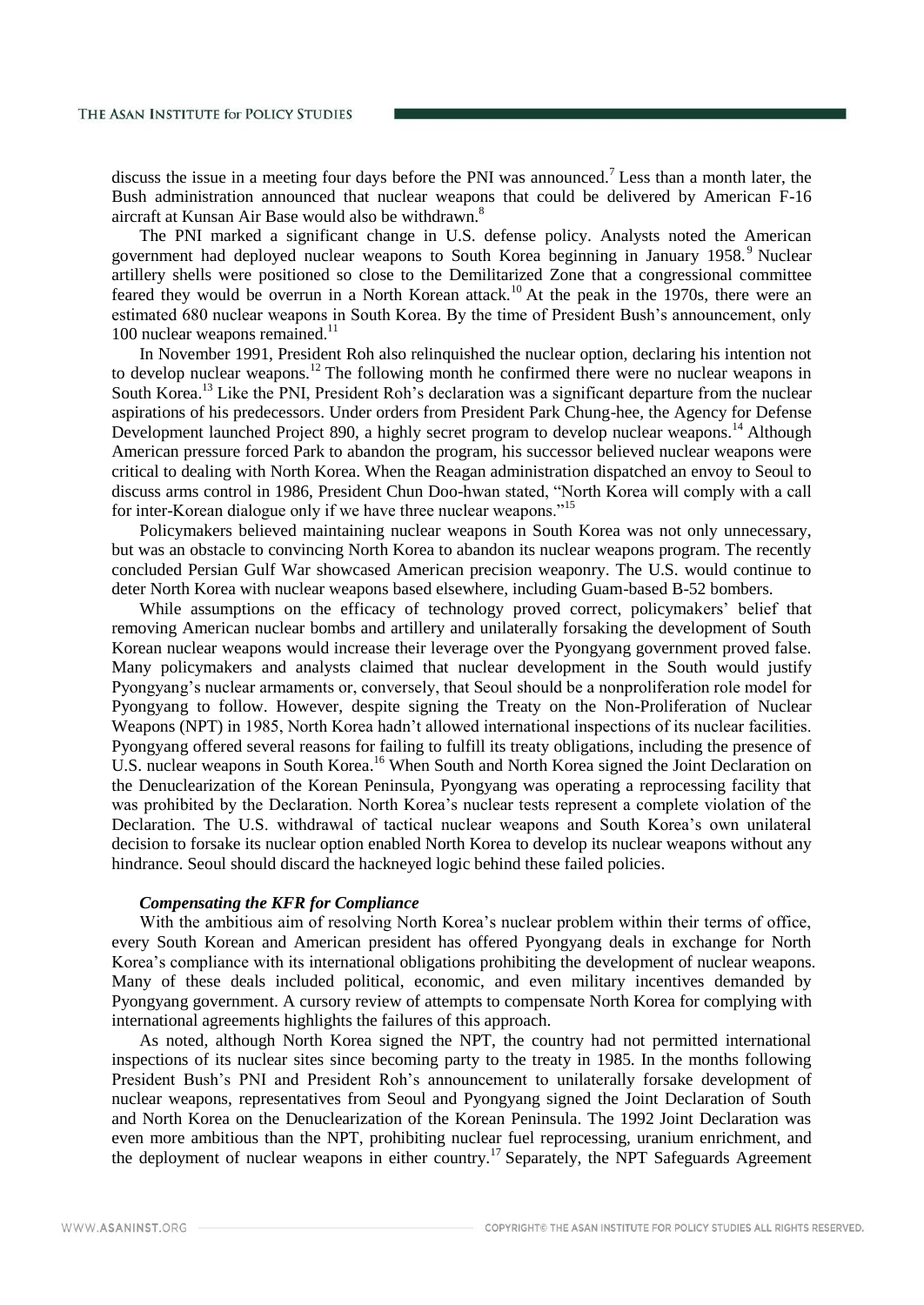discuss the issue in a meeting four days before the PNI was announced.[7] Less than a month later, the Bush administration announced that nuclear weapons that could be delivered by American F-16 aircraft at Kunsan Air Base would also be withdrawn.[8]

The PNI marked a significant change in U.S. defense policy. Analysts noted the American government had deployed nuclear weapons to South Korea beginning in January 1958.[9] Nuclear artillery shells were positioned so close to the Demilitarized Zone that a congressional committee feared they would be overrun in a North Korean attack.[10] At the peak in the 1970s, there were an estimated 680 nuclear weapons in South Korea. By the time of President Bush's announcement, only 100 nuclear weapons remained.[11]

In November 1991, President Roh also relinquished the nuclear option, declaring his intention not to develop nuclear weapons.[12] The following month he confirmed there were no nuclear weapons in South Korea.[13] Like the PNI, President Roh's declaration was a significant departure from the nuclear aspirations of his predecessors. Under orders from President Park Chung-hee, the Agency for Defense Development launched Project 890, a highly secret program to develop nuclear weapons.[14] Although American pressure forced Park to abandon the program, his successor believed nuclear weapons were critical to dealing with North Korea. When the Reagan administration dispatched an envoy to Seoul to discuss arms control in 1986, President Chun Doo-hwan stated, "North Korea will comply with a call for inter-Korean dialogue only if we have three nuclear weapons."[15]

Policymakers believed maintaining nuclear weapons in South Korea was not only unnecessary, but was an obstacle to convincing North Korea to abandon its nuclear weapons program. The recently concluded Persian Gulf War showcased American precision weaponry. The U.S. would continue to deter North Korea with nuclear weapons based elsewhere, including Guam-based B-52 bombers.

While assumptions on the efficacy of technology proved correct, policymakers' belief that removing American nuclear bombs and artillery and unilaterally forsaking the development of South Korean nuclear weapons would increase their leverage over the Pyongyang government proved false. Many policymakers and analysts claimed that nuclear development in the South would justify Pyongyang's nuclear armaments or, conversely, that Seoul should be a nonproliferation role model for Pyongyang to follow. However, despite signing the Treaty on the Non-Proliferation of Nuclear Weapons (NPT) in 1985, North Korea hadn't allowed international inspections of its nuclear facilities. Pyongyang offered several reasons for failing to fulfill its treaty obligations, including the presence of U.S. nuclear weapons in South Korea.[16] When South and North Korea signed the Joint Declaration on the Denuclearization of the Korean Peninsula, Pyongyang was operating a reprocessing facility that was prohibited by the Declaration. North Korea's nuclear tests represent a complete violation of the Declaration. The U.S. withdrawal of tactical nuclear weapons and South Korea's own unilateral decision to forsake its nuclear option enabled North Korea to develop its nuclear weapons without any hindrance. Seoul should discard the hackneyed logic behind these failed policies.

### *Compensating the KFR for Compliance*

With the ambitious aim of resolving North Korea's nuclear problem within their terms of office, every South Korean and American president has offered Pyongyang deals in exchange for North Korea's compliance with its international obligations prohibiting the development of nuclear weapons. Many of these deals included political, economic, and even military incentives demanded by Pyongyang government. A cursory review of attempts to compensate North Korea for complying with international agreements highlights the failures of this approach.

As noted, although North Korea signed the NPT, the country had not permitted international inspections of its nuclear sites since becoming party to the treaty in 1985. In the months following President Bush's PNI and President Roh's announcement to unilaterally forsake development of nuclear weapons, representatives from Seoul and Pyongyang signed the Joint Declaration of South and North Korea on the Denuclearization of the Korean Peninsula. The 1992 Joint Declaration was even more ambitious than the NPT, prohibiting nuclear fuel reprocessing, uranium enrichment, and the deployment of nuclear weapons in either country.[17] Separately, the NPT Safeguards Agreement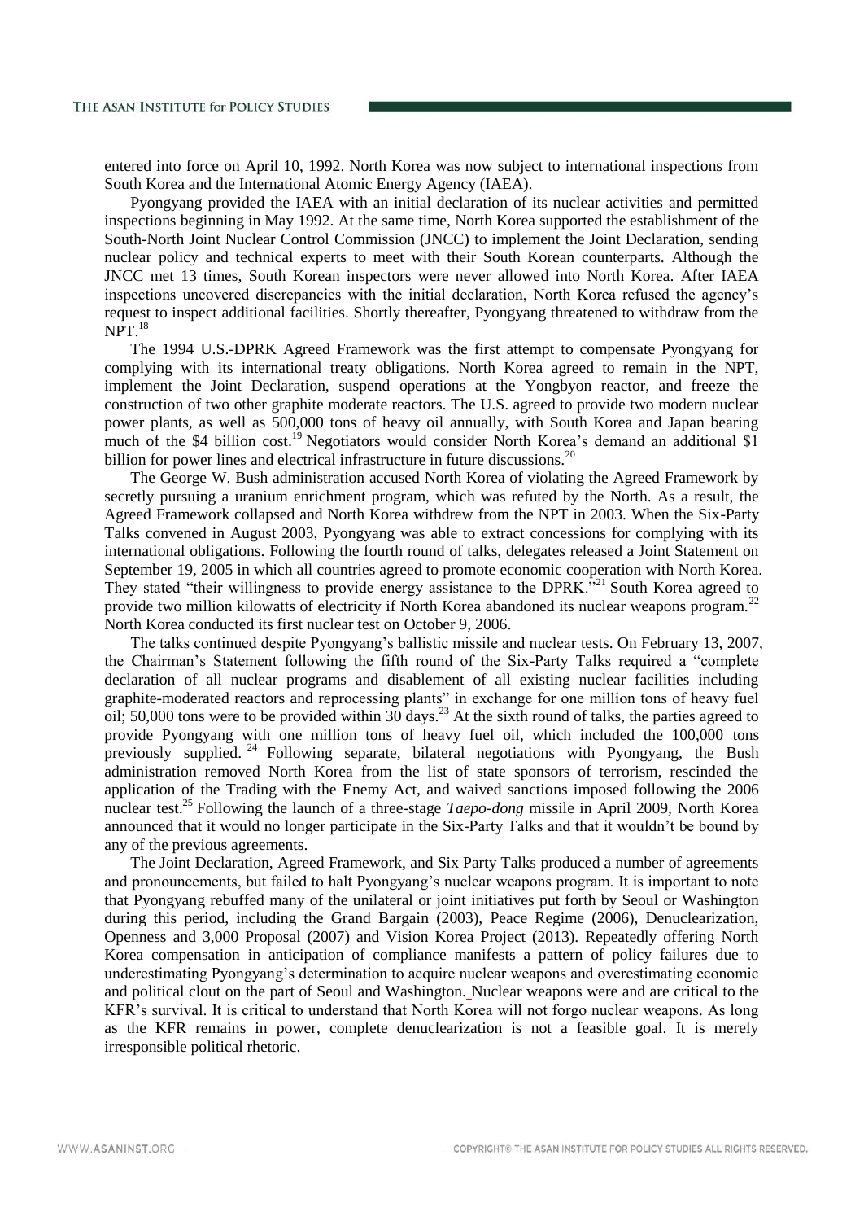entered into force on April 10, 1992. North Korea was now subject to international inspections from South Korea and the International Atomic Energy Agency (IAEA).

Pyongyang provided the IAEA with an initial declaration of its nuclear activities and permitted inspections beginning in May 1992. At the same time, North Korea supported the establishment of the South-North Joint Nuclear Control Commission (JNCC) to implement the Joint Declaration, sending nuclear policy and technical experts to meet with their South Korean counterparts. Although the JNCC met 13 times, South Korean inspectors were never allowed into North Korea. After IAEA inspections uncovered discrepancies with the initial declaration, North Korea refused the agency's request to inspect additional facilities. Shortly thereafter, Pyongyang threatened to withdraw from the NPT.[18]

The 1994 U.S.-DPRK Agreed Framework was the first attempt to compensate Pyongyang for complying with its international treaty obligations. North Korea agreed to remain in the NPT, implement the Joint Declaration, suspend operations at the Yongbyon reactor, and freeze the construction of two other graphite moderate reactors. The U.S. agreed to provide two modern nuclear power plants, as well as 500,000 tons of heavy oil annually, with South Korea and Japan bearing much of the $4 billion cost.[19] Negotiators would consider North Korea's demand an additional $1 billion for power lines and electrical infrastructure in future discussions.[20]

The George W. Bush administration accused North Korea of violating the Agreed Framework by secretly pursuing a uranium enrichment program, which was refuted by the North. As a result, the Agreed Framework collapsed and North Korea withdrew from the NPT in 2003. When the Six-Party Talks convened in August 2003, Pyongyang was able to extract concessions for complying with its international obligations. Following the fourth round of talks, delegates released a Joint Statement on September 19, 2005 in which all countries agreed to promote economic cooperation with North Korea. They stated "their willingness to provide energy assistance to the DPRK."[21] South Korea agreed to provide two million kilowatts of electricity if North Korea abandoned its nuclear weapons program.[22] North Korea conducted its first nuclear test on October 9, 2006.

The talks continued despite Pyongyang's ballistic missile and nuclear tests. On February 13, 2007, the Chairman's Statement following the fifth round of the Six-Party Talks required a "complete declaration of all nuclear programs and disablement of all existing nuclear facilities including graphite-moderated reactors and reprocessing plants" in exchange for one million tons of heavy fuel oil; 50,000 tons were to be provided within 30 days.[23] At the sixth round of talks, the parties agreed to provide Pyongyang with one million tons of heavy fuel oil, which included the 100,000 tons previously supplied.[24] Following separate, bilateral negotiations with Pyongyang, the Bush administration removed North Korea from the list of state sponsors of terrorism, rescinded the application of the Trading with the Enemy Act, and waived sanctions imposed following the 2006 nuclear test.[25] Following the launch of a three-stage *Taepo-dong* missile in April 2009, North Korea announced that it would no longer participate in the Six-Party Talks and that it wouldn't be bound by any of the previous agreements.

The Joint Declaration, Agreed Framework, and Six Party Talks produced a number of agreements and pronouncements, but failed to halt Pyongyang's nuclear weapons program. It is important to note that Pyongyang rebuffed many of the unilateral or joint initiatives put forth by Seoul or Washington during this period, including the Grand Bargain (2003), Peace Regime (2006), Denuclearization, Openness and 3,000 Proposal (2007) and Vision Korea Project (2013). Repeatedly offering North Korea compensation in anticipation of compliance manifests a pattern of policy failures due to underestimating Pyongyang's determination to acquire nuclear weapons and overestimating economic and political clout on the part of Seoul and Washington. Nuclear weapons were and are critical to the KFR's survival. It is critical to understand that North Korea will not forgo nuclear weapons. As long as the KFR remains in power, complete denuclearization is not a feasible goal. It is merely irresponsible political rhetoric.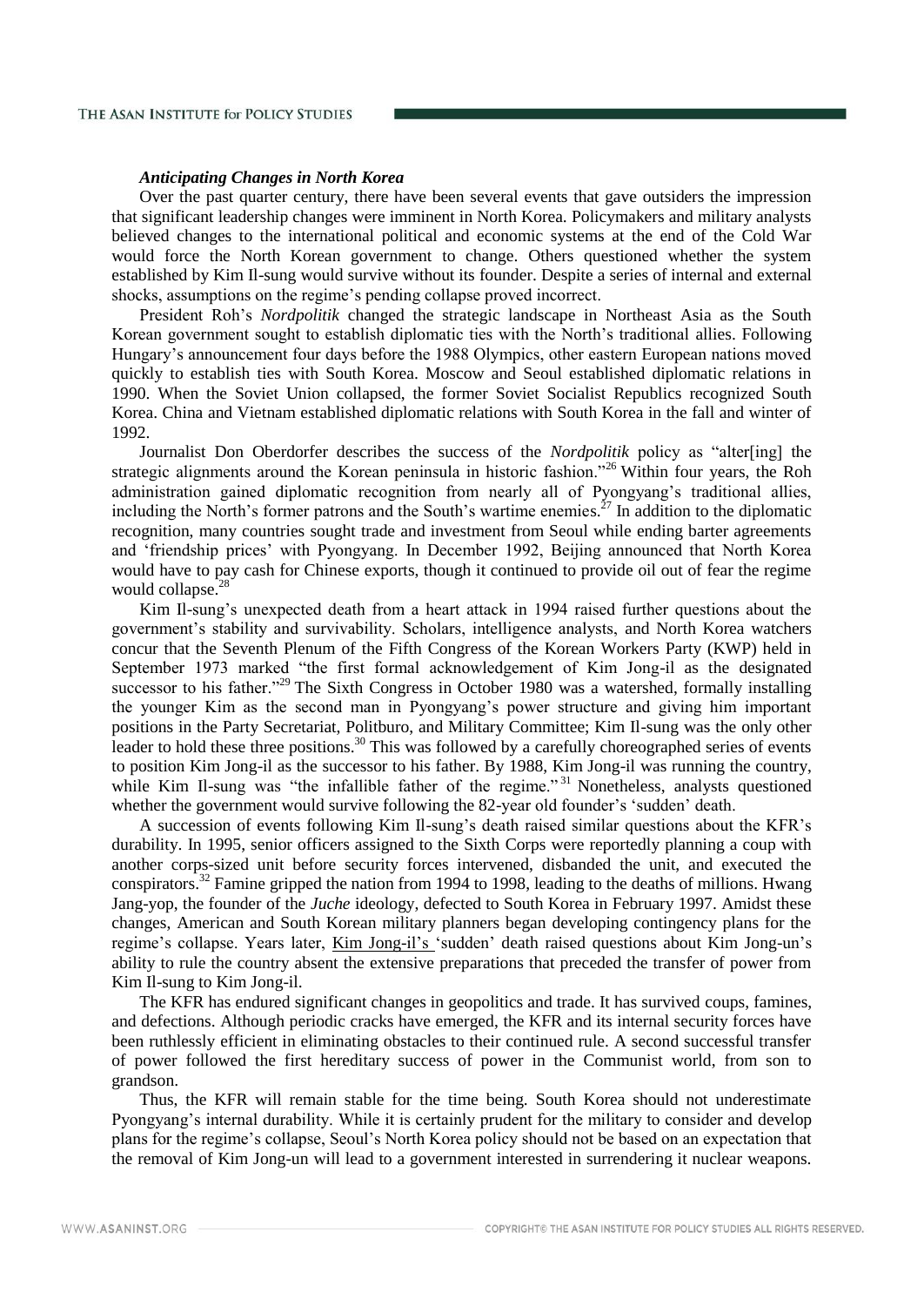### *Anticipating Changes in North Korea*

Over the past quarter century, there have been several events that gave outsiders the impression that significant leadership changes were imminent in North Korea. Policymakers and military analysts believed changes to the international political and economic systems at the end of the Cold War would force the North Korean government to change. Others questioned whether the system established by Kim Il-sung would survive without its founder. Despite a series of internal and external shocks, assumptions on the regime's pending collapse proved incorrect.

President Roh's *Nordpolitik* changed the strategic landscape in Northeast Asia as the South Korean government sought to establish diplomatic ties with the North's traditional allies. Following Hungary's announcement four days before the 1988 Olympics, other eastern European nations moved quickly to establish ties with South Korea. Moscow and Seoul established diplomatic relations in 1990. When the Soviet Union collapsed, the former Soviet Socialist Republics recognized South Korea. China and Vietnam established diplomatic relations with South Korea in the fall and winter of 1992.

Journalist Don Oberdorfer describes the success of the *Nordpolitik* policy as "alter[ing] the strategic alignments around the Korean peninsula in historic fashion."[26] Within four years, the Roh administration gained diplomatic recognition from nearly all of Pyongyang's traditional allies, including the North's former patrons and the South's wartime enemies.[27] In addition to the diplomatic recognition, many countries sought trade and investment from Seoul while ending barter agreements and 'friendship prices' with Pyongyang. In December 1992, Beijing announced that North Korea would have to pay cash for Chinese exports, though it continued to provide oil out of fear the regime would collapse.[28]

Kim Il-sung's unexpected death from a heart attack in 1994 raised further questions about the government's stability and survivability. Scholars, intelligence analysts, and North Korea watchers concur that the Seventh Plenum of the Fifth Congress of the Korean Workers Party (KWP) held in September 1973 marked "the first formal acknowledgement of Kim Jong-il as the designated successor to his father."[29] The Sixth Congress in October 1980 was a watershed, formally installing the younger Kim as the second man in Pyongyang's power structure and giving him important positions in the Party Secretariat, Politburo, and Military Committee; Kim Il-sung was the only other leader to hold these three positions.[30] This was followed by a carefully choreographed series of events to position Kim Jong-il as the successor to his father. By 1988, Kim Jong-il was running the country, while Kim Il-sung was "the infallible father of the regime."[31] Nonetheless, analysts questioned whether the government would survive following the 82-year old founder's 'sudden' death.

A succession of events following Kim Il-sung's death raised similar questions about the KFR's durability. In 1995, senior officers assigned to the Sixth Corps were reportedly planning a coup with another corps-sized unit before security forces intervened, disbanded the unit, and executed the conspirators.[32] Famine gripped the nation from 1994 to 1998, leading to the deaths of millions. Hwang Jang-yop, the founder of the *Juche* ideology, defected to South Korea in February 1997. Amidst these changes, American and South Korean military planners began developing contingency plans for the regime's collapse. Years later, Kim Jong-il's 'sudden' death raised questions about Kim Jong-un's ability to rule the country absent the extensive preparations that preceded the transfer of power from Kim Il-sung to Kim Jong-il.

The KFR has endured significant changes in geopolitics and trade. It has survived coups, famines, and defections. Although periodic cracks have emerged, the KFR and its internal security forces have been ruthlessly efficient in eliminating obstacles to their continued rule. A second successful transfer of power followed the first hereditary success of power in the Communist world, from son to grandson.

Thus, the KFR will remain stable for the time being. South Korea should not underestimate Pyongyang's internal durability. While it is certainly prudent for the military to consider and develop plans for the regime's collapse, Seoul's North Korea policy should not be based on an expectation that the removal of Kim Jong-un will lead to a government interested in surrendering it nuclear weapons.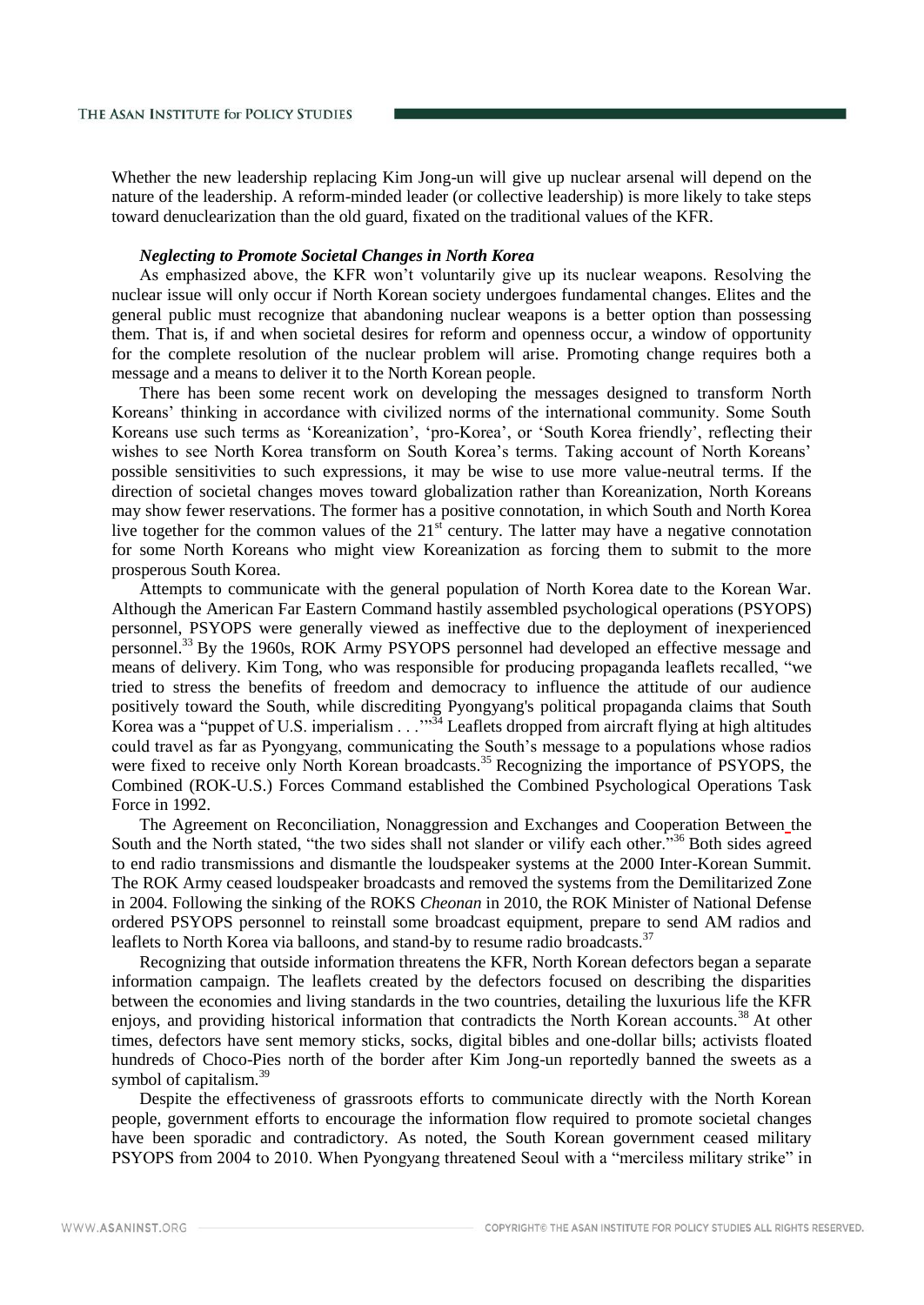Whether the new leadership replacing Kim Jong-un will give up nuclear arsenal will depend on the nature of the leadership. A reform-minded leader (or collective leadership) is more likely to take steps toward denuclearization than the old guard, fixated on the traditional values of the KFR.

***Neglecting to Promote Societal Changes in North Korea***

As emphasized above, the KFR won't voluntarily give up its nuclear weapons. Resolving the nuclear issue will only occur if North Korean society undergoes fundamental changes. Elites and the general public must recognize that abandoning nuclear weapons is a better option than possessing them. That is, if and when societal desires for reform and openness occur, a window of opportunity for the complete resolution of the nuclear problem will arise. Promoting change requires both a message and a means to deliver it to the North Korean people.

There has been some recent work on developing the messages designed to transform North Koreans' thinking in accordance with civilized norms of the international community. Some South Koreans use such terms as 'Koreanization', 'pro-Korea', or 'South Korea friendly', reflecting their wishes to see North Korea transform on South Korea's terms. Taking account of North Koreans' possible sensitivities to such expressions, it may be wise to use more value-neutral terms. If the direction of societal changes moves toward globalization rather than Koreanization, North Koreans may show fewer reservations. The former has a positive connotation, in which South and North Korea live together for the common values of the 21st century. The latter may have a negative connotation for some North Koreans who might view Koreanization as forcing them to submit to the more prosperous South Korea.

Attempts to communicate with the general population of North Korea date to the Korean War. Although the American Far Eastern Command hastily assembled psychological operations (PSYOPS) personnel, PSYOPS were generally viewed as ineffective due to the deployment of inexperienced personnel.[33] By the 1960s, ROK Army PSYOPS personnel had developed an effective message and means of delivery. Kim Tong, who was responsible for producing propaganda leaflets recalled, "we tried to stress the benefits of freedom and democracy to influence the attitude of our audience positively toward the South, while discrediting Pyongyang's political propaganda claims that South Korea was a "puppet of U.S. imperialism . . .'"[34] Leaflets dropped from aircraft flying at high altitudes could travel as far as Pyongyang, communicating the South's message to a populations whose radios were fixed to receive only North Korean broadcasts.[35] Recognizing the importance of PSYOPS, the Combined (ROK-U.S.) Forces Command established the Combined Psychological Operations Task Force in 1992.

The Agreement on Reconciliation, Nonaggression and Exchanges and Cooperation Between the South and the North stated, "the two sides shall not slander or vilify each other."[36] Both sides agreed to end radio transmissions and dismantle the loudspeaker systems at the 2000 Inter-Korean Summit. The ROK Army ceased loudspeaker broadcasts and removed the systems from the Demilitarized Zone in 2004. Following the sinking of the ROKS *Cheonan* in 2010, the ROK Minister of National Defense ordered PSYOPS personnel to reinstall some broadcast equipment, prepare to send AM radios and leaflets to North Korea via balloons, and stand-by to resume radio broadcasts.[37]

Recognizing that outside information threatens the KFR, North Korean defectors began a separate information campaign. The leaflets created by the defectors focused on describing the disparities between the economies and living standards in the two countries, detailing the luxurious life the KFR enjoys, and providing historical information that contradicts the North Korean accounts.[38] At other times, defectors have sent memory sticks, socks, digital bibles and one-dollar bills; activists floated hundreds of Choco-Pies north of the border after Kim Jong-un reportedly banned the sweets as a symbol of capitalism.[39]

Despite the effectiveness of grassroots efforts to communicate directly with the North Korean people, government efforts to encourage the information flow required to promote societal changes have been sporadic and contradictory. As noted, the South Korean government ceased military PSYOPS from 2004 to 2010. When Pyongyang threatened Seoul with a "merciless military strike" in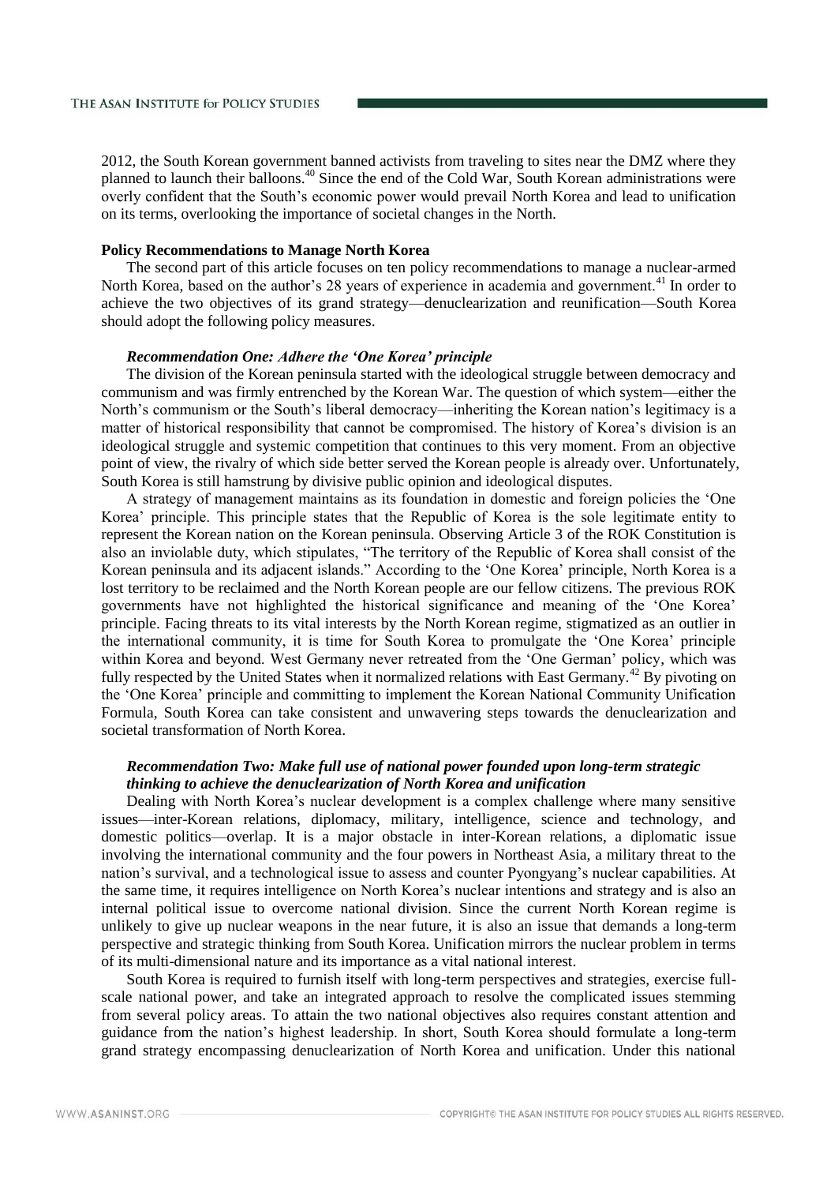2012, the South Korean government banned activists from traveling to sites near the DMZ where they planned to launch their balloons.[40] Since the end of the Cold War, South Korean administrations were overly confident that the South's economic power would prevail North Korea and lead to unification on its terms, overlooking the importance of societal changes in the North.

**Policy Recommendations to Manage North Korea**

The second part of this article focuses on ten policy recommendations to manage a nuclear-armed North Korea, based on the author's 28 years of experience in academia and government.[41] In order to achieve the two objectives of its grand strategy—denuclearization and reunification—South Korea should adopt the following policy measures.

***Recommendation One: Adhere the 'One Korea' principle***

The division of the Korean peninsula started with the ideological struggle between democracy and communism and was firmly entrenched by the Korean War. The question of which system—either the North's communism or the South's liberal democracy—inheriting the Korean nation's legitimacy is a matter of historical responsibility that cannot be compromised. The history of Korea's division is an ideological struggle and systemic competition that continues to this very moment. From an objective point of view, the rivalry of which side better served the Korean people is already over. Unfortunately, South Korea is still hamstrung by divisive public opinion and ideological disputes.

A strategy of management maintains as its foundation in domestic and foreign policies the 'One Korea' principle. This principle states that the Republic of Korea is the sole legitimate entity to represent the Korean nation on the Korean peninsula. Observing Article 3 of the ROK Constitution is also an inviolable duty, which stipulates, "The territory of the Republic of Korea shall consist of the Korean peninsula and its adjacent islands." According to the 'One Korea' principle, North Korea is a lost territory to be reclaimed and the North Korean people are our fellow citizens. The previous ROK governments have not highlighted the historical significance and meaning of the 'One Korea' principle. Facing threats to its vital interests by the North Korean regime, stigmatized as an outlier in the international community, it is time for South Korea to promulgate the 'One Korea' principle within Korea and beyond. West Germany never retreated from the 'One German' policy, which was fully respected by the United States when it normalized relations with East Germany.[42] By pivoting on the 'One Korea' principle and committing to implement the Korean National Community Unification Formula, South Korea can take consistent and unwavering steps towards the denuclearization and societal transformation of North Korea.

***Recommendation Two: Make full use of national power founded upon long-term strategic thinking to achieve the denuclearization of North Korea and unification***

Dealing with North Korea's nuclear development is a complex challenge where many sensitive issues—inter-Korean relations, diplomacy, military, intelligence, science and technology, and domestic politics—overlap. It is a major obstacle in inter-Korean relations, a diplomatic issue involving the international community and the four powers in Northeast Asia, a military threat to the nation's survival, and a technological issue to assess and counter Pyongyang's nuclear capabilities. At the same time, it requires intelligence on North Korea's nuclear intentions and strategy and is also an internal political issue to overcome national division. Since the current North Korean regime is unlikely to give up nuclear weapons in the near future, it is also an issue that demands a long-term perspective and strategic thinking from South Korea. Unification mirrors the nuclear problem in terms of its multi-dimensional nature and its importance as a vital national interest.

South Korea is required to furnish itself with long-term perspectives and strategies, exercise full-scale national power, and take an integrated approach to resolve the complicated issues stemming from several policy areas. To attain the two national objectives also requires constant attention and guidance from the nation's highest leadership. In short, South Korea should formulate a long-term grand strategy encompassing denuclearization of North Korea and unification. Under this national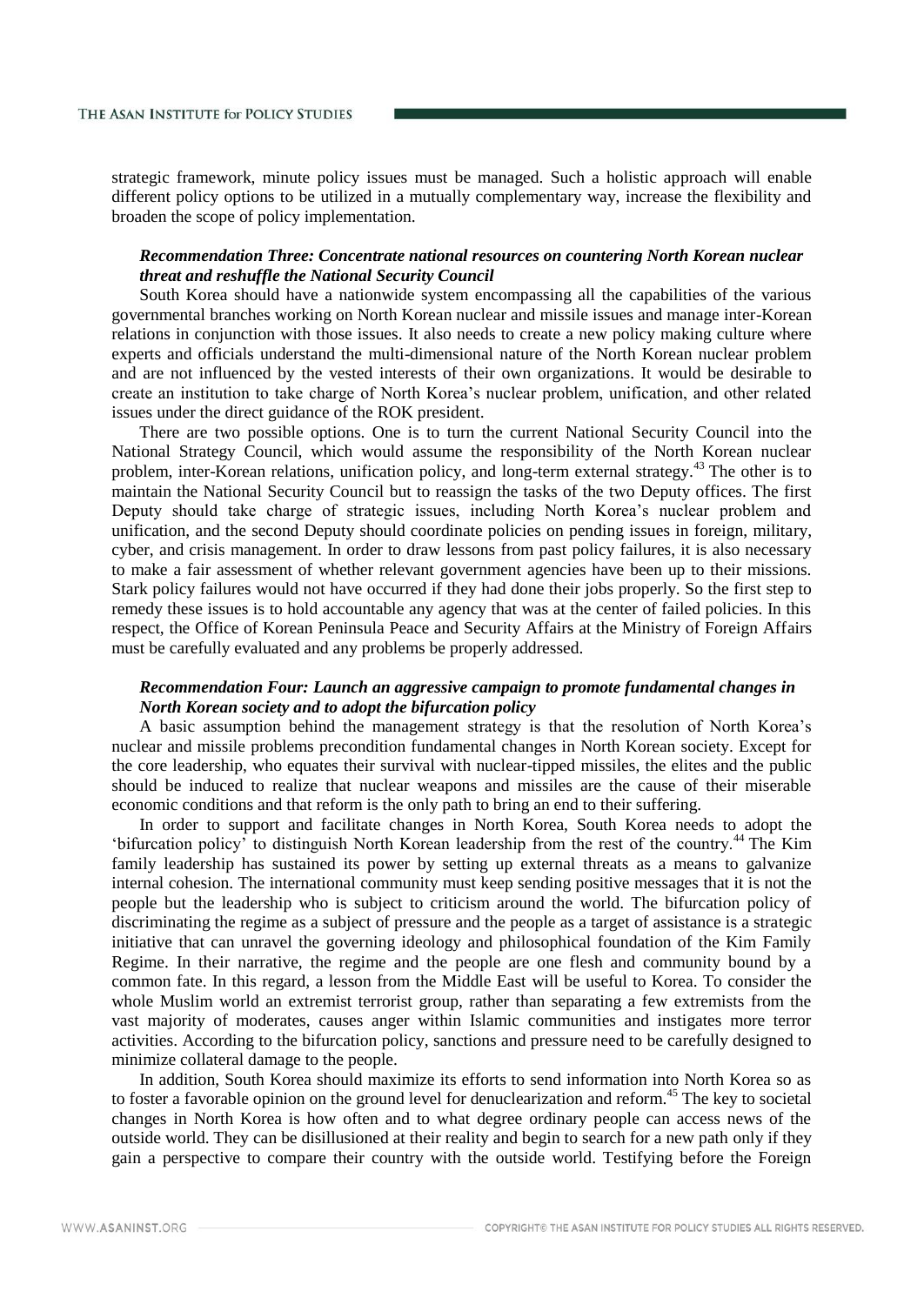strategic framework, minute policy issues must be managed. Such a holistic approach will enable different policy options to be utilized in a mutually complementary way, increase the flexibility and broaden the scope of policy implementation.

***Recommendation Three: Concentrate national resources on countering North Korean nuclear threat and reshuffle the National Security Council***

South Korea should have a nationwide system encompassing all the capabilities of the various governmental branches working on North Korean nuclear and missile issues and manage inter-Korean relations in conjunction with those issues. It also needs to create a new policy making culture where experts and officials understand the multi-dimensional nature of the North Korean nuclear problem and are not influenced by the vested interests of their own organizations. It would be desirable to create an institution to take charge of North Korea's nuclear problem, unification, and other related issues under the direct guidance of the ROK president.

There are two possible options. One is to turn the current National Security Council into the National Strategy Council, which would assume the responsibility of the North Korean nuclear problem, inter-Korean relations, unification policy, and long-term external strategy.[43] The other is to maintain the National Security Council but to reassign the tasks of the two Deputy offices. The first Deputy should take charge of strategic issues, including North Korea's nuclear problem and unification, and the second Deputy should coordinate policies on pending issues in foreign, military, cyber, and crisis management. In order to draw lessons from past policy failures, it is also necessary to make a fair assessment of whether relevant government agencies have been up to their missions. Stark policy failures would not have occurred if they had done their jobs properly. So the first step to remedy these issues is to hold accountable any agency that was at the center of failed policies. In this respect, the Office of Korean Peninsula Peace and Security Affairs at the Ministry of Foreign Affairs must be carefully evaluated and any problems be properly addressed.

***Recommendation Four: Launch an aggressive campaign to promote fundamental changes in North Korean society and to adopt the bifurcation policy***

A basic assumption behind the management strategy is that the resolution of North Korea's nuclear and missile problems precondition fundamental changes in North Korean society. Except for the core leadership, who equates their survival with nuclear-tipped missiles, the elites and the public should be induced to realize that nuclear weapons and missiles are the cause of their miserable economic conditions and that reform is the only path to bring an end to their suffering.

In order to support and facilitate changes in North Korea, South Korea needs to adopt the 'bifurcation policy' to distinguish North Korean leadership from the rest of the country.[44] The Kim family leadership has sustained its power by setting up external threats as a means to galvanize internal cohesion. The international community must keep sending positive messages that it is not the people but the leadership who is subject to criticism around the world. The bifurcation policy of discriminating the regime as a subject of pressure and the people as a target of assistance is a strategic initiative that can unravel the governing ideology and philosophical foundation of the Kim Family Regime. In their narrative, the regime and the people are one flesh and community bound by a common fate. In this regard, a lesson from the Middle East will be useful to Korea. To consider the whole Muslim world an extremist terrorist group, rather than separating a few extremists from the vast majority of moderates, causes anger within Islamic communities and instigates more terror activities. According to the bifurcation policy, sanctions and pressure need to be carefully designed to minimize collateral damage to the people.

In addition, South Korea should maximize its efforts to send information into North Korea so as to foster a favorable opinion on the ground level for denuclearization and reform.[45] The key to societal changes in North Korea is how often and to what degree ordinary people can access news of the outside world. They can be disillusioned at their reality and begin to search for a new path only if they gain a perspective to compare their country with the outside world. Testifying before the Foreign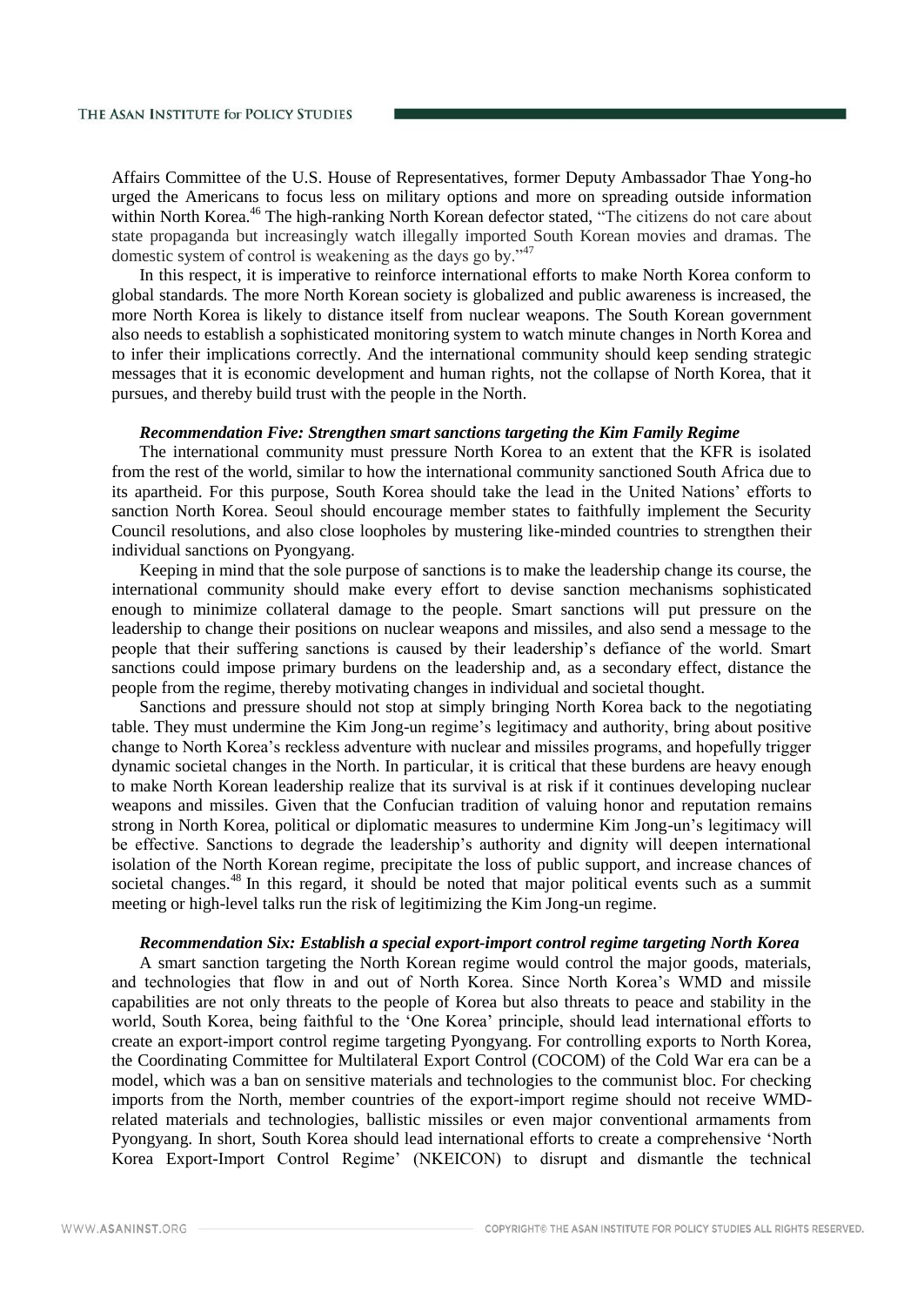Affairs Committee of the U.S. House of Representatives, former Deputy Ambassador Thae Yong-ho urged the Americans to focus less on military options and more on spreading outside information within North Korea.[46] The high-ranking North Korean defector stated, "The citizens do not care about state propaganda but increasingly watch illegally imported South Korean movies and dramas. The domestic system of control is weakening as the days go by."[47]

In this respect, it is imperative to reinforce international efforts to make North Korea conform to global standards. The more North Korean society is globalized and public awareness is increased, the more North Korea is likely to distance itself from nuclear weapons. The South Korean government also needs to establish a sophisticated monitoring system to watch minute changes in North Korea and to infer their implications correctly. And the international community should keep sending strategic messages that it is economic development and human rights, not the collapse of North Korea, that it pursues, and thereby build trust with the people in the North.

***Recommendation Five: Strengthen smart sanctions targeting the Kim Family Regime***

The international community must pressure North Korea to an extent that the KFR is isolated from the rest of the world, similar to how the international community sanctioned South Africa due to its apartheid. For this purpose, South Korea should take the lead in the United Nations' efforts to sanction North Korea. Seoul should encourage member states to faithfully implement the Security Council resolutions, and also close loopholes by mustering like-minded countries to strengthen their individual sanctions on Pyongyang.

Keeping in mind that the sole purpose of sanctions is to make the leadership change its course, the international community should make every effort to devise sanction mechanisms sophisticated enough to minimize collateral damage to the people. Smart sanctions will put pressure on the leadership to change their positions on nuclear weapons and missiles, and also send a message to the people that their suffering sanctions is caused by their leadership's defiance of the world. Smart sanctions could impose primary burdens on the leadership and, as a secondary effect, distance the people from the regime, thereby motivating changes in individual and societal thought.

Sanctions and pressure should not stop at simply bringing North Korea back to the negotiating table. They must undermine the Kim Jong-un regime's legitimacy and authority, bring about positive change to North Korea's reckless adventure with nuclear and missiles programs, and hopefully trigger dynamic societal changes in the North. In particular, it is critical that these burdens are heavy enough to make North Korean leadership realize that its survival is at risk if it continues developing nuclear weapons and missiles. Given that the Confucian tradition of valuing honor and reputation remains strong in North Korea, political or diplomatic measures to undermine Kim Jong-un's legitimacy will be effective. Sanctions to degrade the leadership's authority and dignity will deepen international isolation of the North Korean regime, precipitate the loss of public support, and increase chances of societal changes.[48] In this regard, it should be noted that major political events such as a summit meeting or high-level talks run the risk of legitimizing the Kim Jong-un regime.

***Recommendation Six: Establish a special export-import control regime targeting North Korea***

A smart sanction targeting the North Korean regime would control the major goods, materials, and technologies that flow in and out of North Korea. Since North Korea's WMD and missile capabilities are not only threats to the people of Korea but also threats to peace and stability in the world, South Korea, being faithful to the 'One Korea' principle, should lead international efforts to create an export-import control regime targeting Pyongyang. For controlling exports to North Korea, the Coordinating Committee for Multilateral Export Control (COCOM) of the Cold War era can be a model, which was a ban on sensitive materials and technologies to the communist bloc. For checking imports from the North, member countries of the export-import regime should not receive WMD-related materials and technologies, ballistic missiles or even major conventional armaments from Pyongyang. In short, South Korea should lead international efforts to create a comprehensive 'North Korea Export-Import Control Regime' (NKEICON) to disrupt and dismantle the technical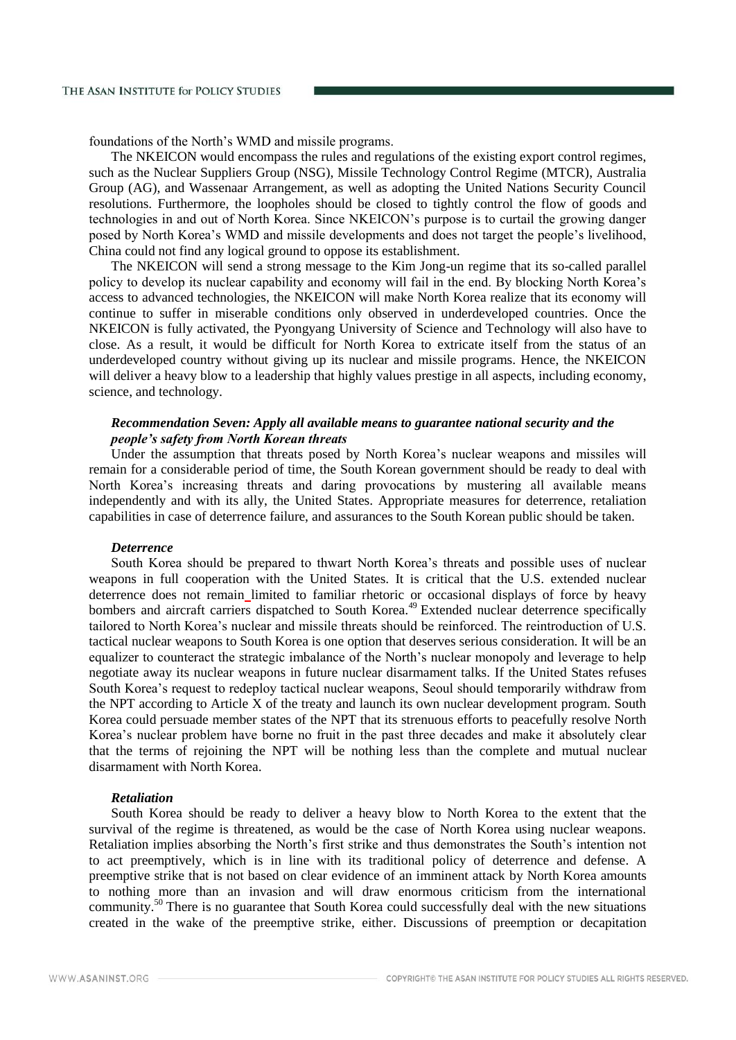foundations of the North's WMD and missile programs.

The NKEICON would encompass the rules and regulations of the existing export control regimes, such as the Nuclear Suppliers Group (NSG), Missile Technology Control Regime (MTCR), Australia Group (AG), and Wassenaar Arrangement, as well as adopting the United Nations Security Council resolutions. Furthermore, the loopholes should be closed to tightly control the flow of goods and technologies in and out of North Korea. Since NKEICON's purpose is to curtail the growing danger posed by North Korea's WMD and missile developments and does not target the people's livelihood, China could not find any logical ground to oppose its establishment.

The NKEICON will send a strong message to the Kim Jong-un regime that its so-called parallel policy to develop its nuclear capability and economy will fail in the end. By blocking North Korea's access to advanced technologies, the NKEICON will make North Korea realize that its economy will continue to suffer in miserable conditions only observed in underdeveloped countries. Once the NKEICON is fully activated, the Pyongyang University of Science and Technology will also have to close. As a result, it would be difficult for North Korea to extricate itself from the status of an underdeveloped country without giving up its nuclear and missile programs. Hence, the NKEICON will deliver a heavy blow to a leadership that highly values prestige in all aspects, including economy, science, and technology.

### *Recommendation Seven: Apply all available means to guarantee national security and the people's safety from North Korean threats*

Under the assumption that threats posed by North Korea's nuclear weapons and missiles will remain for a considerable period of time, the South Korean government should be ready to deal with North Korea's increasing threats and daring provocations by mustering all available means independently and with its ally, the United States. Appropriate measures for deterrence, retaliation capabilities in case of deterrence failure, and assurances to the South Korean public should be taken.

#### *Deterrence*

South Korea should be prepared to thwart North Korea's threats and possible uses of nuclear weapons in full cooperation with the United States. It is critical that the U.S. extended nuclear deterrence does not remain limited to familiar rhetoric or occasional displays of force by heavy bombers and aircraft carriers dispatched to South Korea.[49] Extended nuclear deterrence specifically tailored to North Korea's nuclear and missile threats should be reinforced. The reintroduction of U.S. tactical nuclear weapons to South Korea is one option that deserves serious consideration. It will be an equalizer to counteract the strategic imbalance of the North's nuclear monopoly and leverage to help negotiate away its nuclear weapons in future nuclear disarmament talks. If the United States refuses South Korea's request to redeploy tactical nuclear weapons, Seoul should temporarily withdraw from the NPT according to Article X of the treaty and launch its own nuclear development program. South Korea could persuade member states of the NPT that its strenuous efforts to peacefully resolve North Korea's nuclear problem have borne no fruit in the past three decades and make it absolutely clear that the terms of rejoining the NPT will be nothing less than the complete and mutual nuclear disarmament with North Korea.

#### *Retaliation*

South Korea should be ready to deliver a heavy blow to North Korea to the extent that the survival of the regime is threatened, as would be the case of North Korea using nuclear weapons. Retaliation implies absorbing the North's first strike and thus demonstrates the South's intention not to act preemptively, which is in line with its traditional policy of deterrence and defense. A preemptive strike that is not based on clear evidence of an imminent attack by North Korea amounts to nothing more than an invasion and will draw enormous criticism from the international community.[50] There is no guarantee that South Korea could successfully deal with the new situations created in the wake of the preemptive strike, either. Discussions of preemption or decapitation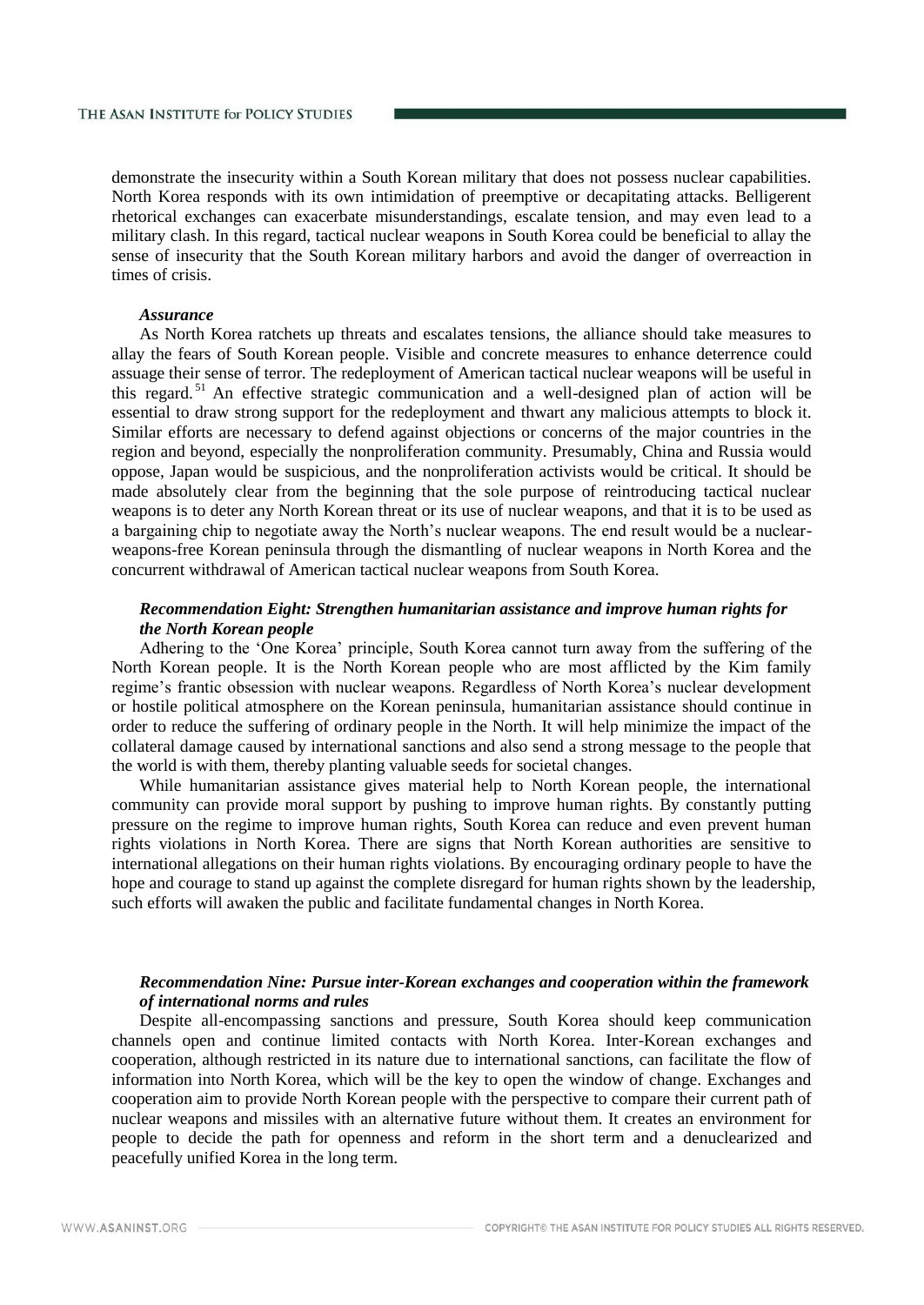demonstrate the insecurity within a South Korean military that does not possess nuclear capabilities. North Korea responds with its own intimidation of preemptive or decapitating attacks. Belligerent rhetorical exchanges can exacerbate misunderstandings, escalate tension, and may even lead to a military clash. In this regard, tactical nuclear weapons in South Korea could be beneficial to allay the sense of insecurity that the South Korean military harbors and avoid the danger of overreaction in times of crisis.

***Assurance***

As North Korea ratchets up threats and escalates tensions, the alliance should take measures to allay the fears of South Korean people. Visible and concrete measures to enhance deterrence could assuage their sense of terror. The redeployment of American tactical nuclear weapons will be useful in this regard.[51] An effective strategic communication and a well-designed plan of action will be essential to draw strong support for the redeployment and thwart any malicious attempts to block it. Similar efforts are necessary to defend against objections or concerns of the major countries in the region and beyond, especially the nonproliferation community. Presumably, China and Russia would oppose, Japan would be suspicious, and the nonproliferation activists would be critical. It should be made absolutely clear from the beginning that the sole purpose of reintroducing tactical nuclear weapons is to deter any North Korean threat or its use of nuclear weapons, and that it is to be used as a bargaining chip to negotiate away the North's nuclear weapons. The end result would be a nuclear-weapons-free Korean peninsula through the dismantling of nuclear weapons in North Korea and the concurrent withdrawal of American tactical nuclear weapons from South Korea.

### *Recommendation Eight: Strengthen humanitarian assistance and improve human rights for the North Korean people*

Adhering to the 'One Korea' principle, South Korea cannot turn away from the suffering of the North Korean people. It is the North Korean people who are most afflicted by the Kim family regime's frantic obsession with nuclear weapons. Regardless of North Korea's nuclear development or hostile political atmosphere on the Korean peninsula, humanitarian assistance should continue in order to reduce the suffering of ordinary people in the North. It will help minimize the impact of the collateral damage caused by international sanctions and also send a strong message to the people that the world is with them, thereby planting valuable seeds for societal changes.

While humanitarian assistance gives material help to North Korean people, the international community can provide moral support by pushing to improve human rights. By constantly putting pressure on the regime to improve human rights, South Korea can reduce and even prevent human rights violations in North Korea. There are signs that North Korean authorities are sensitive to international allegations on their human rights violations. By encouraging ordinary people to have the hope and courage to stand up against the complete disregard for human rights shown by the leadership, such efforts will awaken the public and facilitate fundamental changes in North Korea.

### *Recommendation Nine: Pursue inter-Korean exchanges and cooperation within the framework of international norms and rules*

Despite all-encompassing sanctions and pressure, South Korea should keep communication channels open and continue limited contacts with North Korea. Inter-Korean exchanges and cooperation, although restricted in its nature due to international sanctions, can facilitate the flow of information into North Korea, which will be the key to open the window of change. Exchanges and cooperation aim to provide North Korean people with the perspective to compare their current path of nuclear weapons and missiles with an alternative future without them. It creates an environment for people to decide the path for openness and reform in the short term and a denuclearized and peacefully unified Korea in the long term.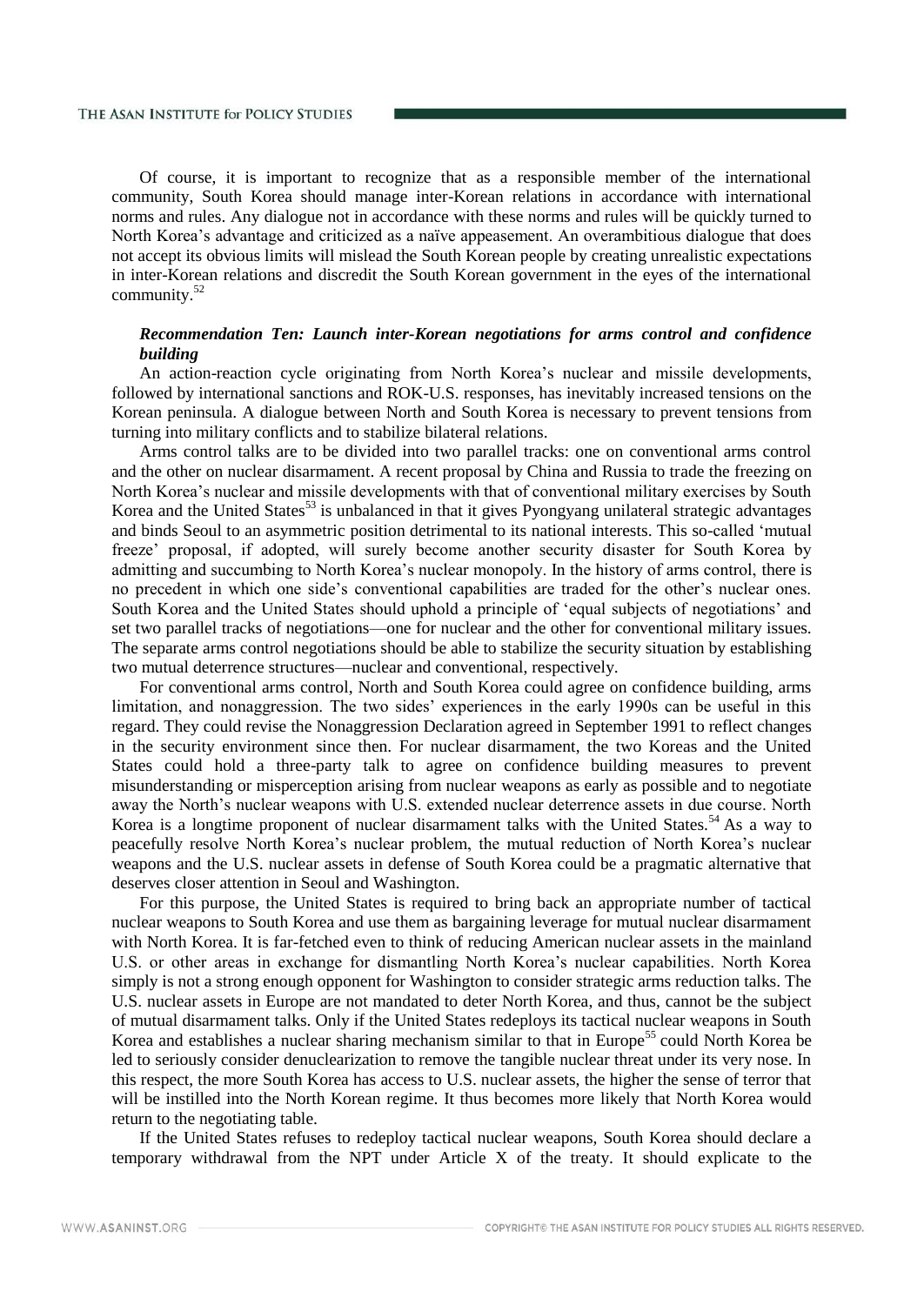Of course, it is important to recognize that as a responsible member of the international community, South Korea should manage inter-Korean relations in accordance with international norms and rules. Any dialogue not in accordance with these norms and rules will be quickly turned to North Korea's advantage and criticized as a naïve appeasement. An overambitious dialogue that does not accept its obvious limits will mislead the South Korean people by creating unrealistic expectations in inter-Korean relations and discredit the South Korean government in the eyes of the international community.[52]

***Recommendation Ten: Launch inter-Korean negotiations for arms control and confidence building***

An action-reaction cycle originating from North Korea's nuclear and missile developments, followed by international sanctions and ROK-U.S. responses, has inevitably increased tensions on the Korean peninsula. A dialogue between North and South Korea is necessary to prevent tensions from turning into military conflicts and to stabilize bilateral relations.

Arms control talks are to be divided into two parallel tracks: one on conventional arms control and the other on nuclear disarmament. A recent proposal by China and Russia to trade the freezing on North Korea's nuclear and missile developments with that of conventional military exercises by South Korea and the United States[53] is unbalanced in that it gives Pyongyang unilateral strategic advantages and binds Seoul to an asymmetric position detrimental to its national interests. This so-called 'mutual freeze' proposal, if adopted, will surely become another security disaster for South Korea by admitting and succumbing to North Korea's nuclear monopoly. In the history of arms control, there is no precedent in which one side's conventional capabilities are traded for the other's nuclear ones. South Korea and the United States should uphold a principle of 'equal subjects of negotiations' and set two parallel tracks of negotiations—one for nuclear and the other for conventional military issues. The separate arms control negotiations should be able to stabilize the security situation by establishing two mutual deterrence structures—nuclear and conventional, respectively.

For conventional arms control, North and South Korea could agree on confidence building, arms limitation, and nonaggression. The two sides' experiences in the early 1990s can be useful in this regard. They could revise the Nonaggression Declaration agreed in September 1991 to reflect changes in the security environment since then. For nuclear disarmament, the two Koreas and the United States could hold a three-party talk to agree on confidence building measures to prevent misunderstanding or misperception arising from nuclear weapons as early as possible and to negotiate away the North's nuclear weapons with U.S. extended nuclear deterrence assets in due course. North Korea is a longtime proponent of nuclear disarmament talks with the United States.[54] As a way to peacefully resolve North Korea's nuclear problem, the mutual reduction of North Korea's nuclear weapons and the U.S. nuclear assets in defense of South Korea could be a pragmatic alternative that deserves closer attention in Seoul and Washington.

For this purpose, the United States is required to bring back an appropriate number of tactical nuclear weapons to South Korea and use them as bargaining leverage for mutual nuclear disarmament with North Korea. It is far-fetched even to think of reducing American nuclear assets in the mainland U.S. or other areas in exchange for dismantling North Korea's nuclear capabilities. North Korea simply is not a strong enough opponent for Washington to consider strategic arms reduction talks. The U.S. nuclear assets in Europe are not mandated to deter North Korea, and thus, cannot be the subject of mutual disarmament talks. Only if the United States redeploys its tactical nuclear weapons in South Korea and establishes a nuclear sharing mechanism similar to that in Europe[55] could North Korea be led to seriously consider denuclearization to remove the tangible nuclear threat under its very nose. In this respect, the more South Korea has access to U.S. nuclear assets, the higher the sense of terror that will be instilled into the North Korean regime. It thus becomes more likely that North Korea would return to the negotiating table.

If the United States refuses to redeploy tactical nuclear weapons, South Korea should declare a temporary withdrawal from the NPT under Article X of the treaty. It should explicate to the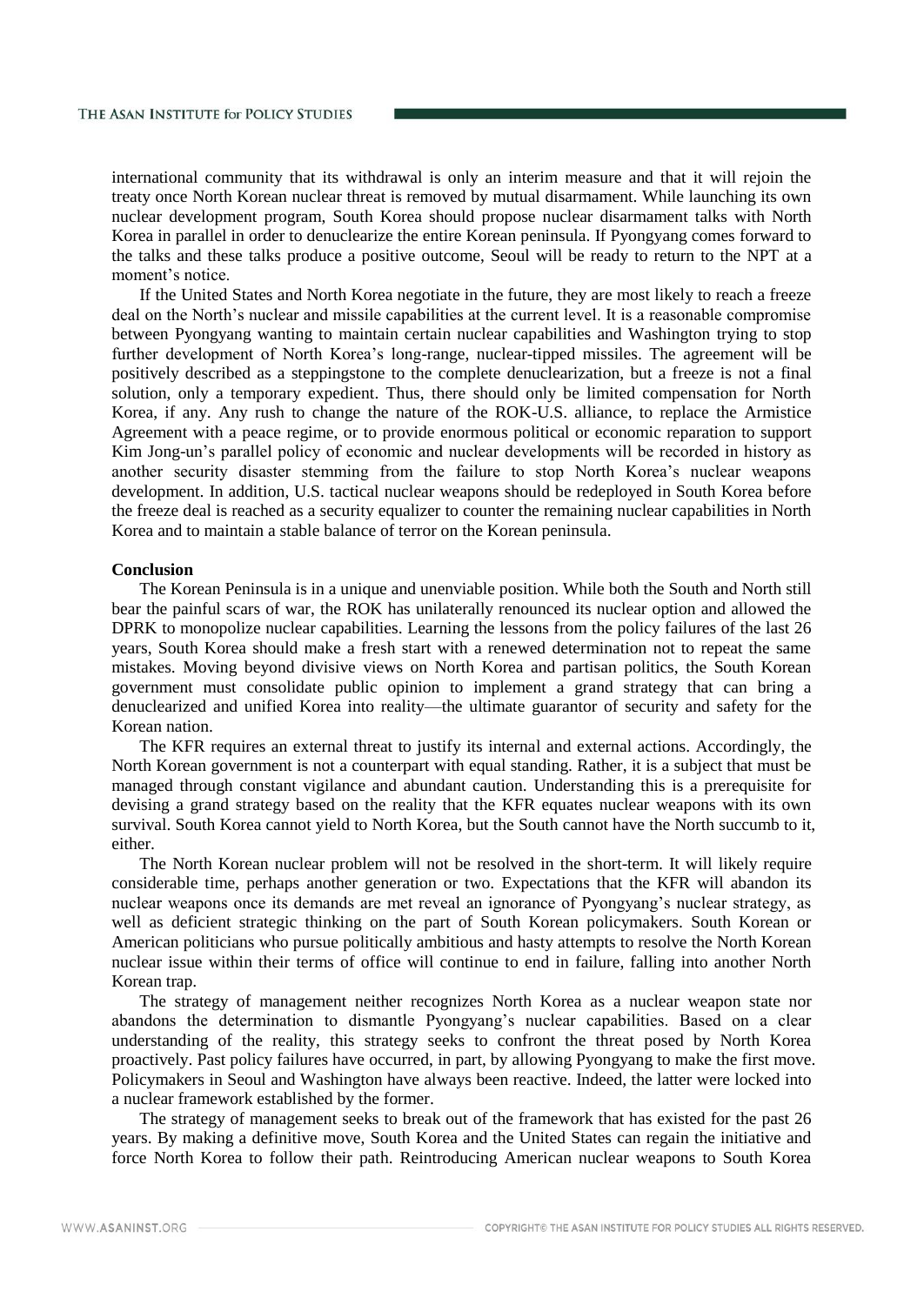international community that its withdrawal is only an interim measure and that it will rejoin the treaty once North Korean nuclear threat is removed by mutual disarmament. While launching its own nuclear development program, South Korea should propose nuclear disarmament talks with North Korea in parallel in order to denuclearize the entire Korean peninsula. If Pyongyang comes forward to the talks and these talks produce a positive outcome, Seoul will be ready to return to the NPT at a moment's notice.

If the United States and North Korea negotiate in the future, they are most likely to reach a freeze deal on the North's nuclear and missile capabilities at the current level. It is a reasonable compromise between Pyongyang wanting to maintain certain nuclear capabilities and Washington trying to stop further development of North Korea's long-range, nuclear-tipped missiles. The agreement will be positively described as a steppingstone to the complete denuclearization, but a freeze is not a final solution, only a temporary expedient. Thus, there should only be limited compensation for North Korea, if any. Any rush to change the nature of the ROK-U.S. alliance, to replace the Armistice Agreement with a peace regime, or to provide enormous political or economic reparation to support Kim Jong-un's parallel policy of economic and nuclear developments will be recorded in history as another security disaster stemming from the failure to stop North Korea's nuclear weapons development. In addition, U.S. tactical nuclear weapons should be redeployed in South Korea before the freeze deal is reached as a security equalizer to counter the remaining nuclear capabilities in North Korea and to maintain a stable balance of terror on the Korean peninsula.

**Conclusion**

The Korean Peninsula is in a unique and unenviable position. While both the South and North still bear the painful scars of war, the ROK has unilaterally renounced its nuclear option and allowed the DPRK to monopolize nuclear capabilities. Learning the lessons from the policy failures of the last 26 years, South Korea should make a fresh start with a renewed determination not to repeat the same mistakes. Moving beyond divisive views on North Korea and partisan politics, the South Korean government must consolidate public opinion to implement a grand strategy that can bring a denuclearized and unified Korea into reality—the ultimate guarantor of security and safety for the Korean nation.

The KFR requires an external threat to justify its internal and external actions. Accordingly, the North Korean government is not a counterpart with equal standing. Rather, it is a subject that must be managed through constant vigilance and abundant caution. Understanding this is a prerequisite for devising a grand strategy based on the reality that the KFR equates nuclear weapons with its own survival. South Korea cannot yield to North Korea, but the South cannot have the North succumb to it, either.

The North Korean nuclear problem will not be resolved in the short-term. It will likely require considerable time, perhaps another generation or two. Expectations that the KFR will abandon its nuclear weapons once its demands are met reveal an ignorance of Pyongyang's nuclear strategy, as well as deficient strategic thinking on the part of South Korean policymakers. South Korean or American politicians who pursue politically ambitious and hasty attempts to resolve the North Korean nuclear issue within their terms of office will continue to end in failure, falling into another North Korean trap.

The strategy of management neither recognizes North Korea as a nuclear weapon state nor abandons the determination to dismantle Pyongyang's nuclear capabilities. Based on a clear understanding of the reality, this strategy seeks to confront the threat posed by North Korea proactively. Past policy failures have occurred, in part, by allowing Pyongyang to make the first move. Policymakers in Seoul and Washington have always been reactive. Indeed, the latter were locked into a nuclear framework established by the former.

The strategy of management seeks to break out of the framework that has existed for the past 26 years. By making a definitive move, South Korea and the United States can regain the initiative and force North Korea to follow their path. Reintroducing American nuclear weapons to South Korea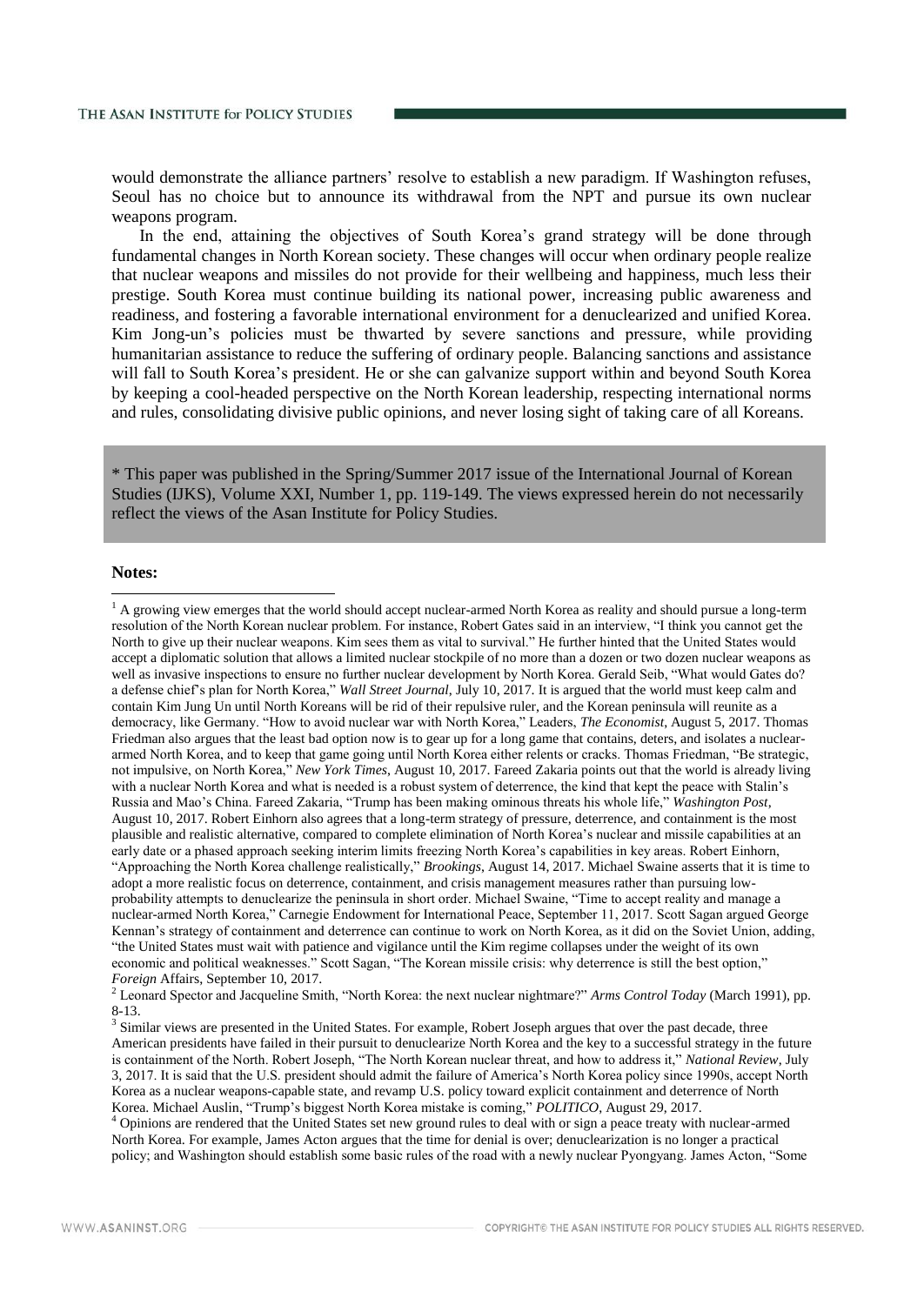would demonstrate the alliance partners' resolve to establish a new paradigm. If Washington refuses, Seoul has no choice but to announce its withdrawal from the NPT and pursue its own nuclear weapons program.

In the end, attaining the objectives of South Korea's grand strategy will be done through fundamental changes in North Korean society. These changes will occur when ordinary people realize that nuclear weapons and missiles do not provide for their wellbeing and happiness, much less their prestige. South Korea must continue building its national power, increasing public awareness and readiness, and fostering a favorable international environment for a denuclearized and unified Korea. Kim Jong-un's policies must be thwarted by severe sanctions and pressure, while providing humanitarian assistance to reduce the suffering of ordinary people. Balancing sanctions and assistance will fall to South Korea's president. He or she can galvanize support within and beyond South Korea by keeping a cool-headed perspective on the North Korean leadership, respecting international norms and rules, consolidating divisive public opinions, and never losing sight of taking care of all Koreans.

* This paper was published in the Spring/Summer 2017 issue of the International Journal of Korean Studies (IJKS), Volume XXI, Number 1, pp. 119-149. The views expressed herein do not necessarily reflect the views of the Asan Institute for Policy Studies.

**Notes:**

[1] A growing view emerges that the world should accept nuclear-armed North Korea as reality and should pursue a long-term resolution of the North Korean nuclear problem. For instance, Robert Gates said in an interview, "I think you cannot get the North to give up their nuclear weapons. Kim sees them as vital to survival." He further hinted that the United States would accept a diplomatic solution that allows a limited nuclear stockpile of no more than a dozen or two dozen nuclear weapons as well as invasive inspections to ensure no further nuclear development by North Korea. Gerald Seib, "What would Gates do? a defense chief's plan for North Korea," *Wall Street Journal*, July 10, 2017. It is argued that the world must keep calm and contain Kim Jung Un until North Koreans will be rid of their repulsive ruler, and the Korean peninsula will reunite as a democracy, like Germany. "How to avoid nuclear war with North Korea," Leaders, *The Economist*, August 5, 2017. Thomas Friedman also argues that the least bad option now is to gear up for a long game that contains, deters, and isolates a nuclear-armed North Korea, and to keep that game going until North Korea either relents or cracks. Thomas Friedman, "Be strategic, not impulsive, on North Korea," *New York Times*, August 10, 2017. Fareed Zakaria points out that the world is already living with a nuclear North Korea and what is needed is a robust system of deterrence, the kind that kept the peace with Stalin's Russia and Mao's China. Fareed Zakaria, "Trump has been making ominous threats his whole life," *Washington Post*, August 10, 2017. Robert Einhorn also agrees that a long-term strategy of pressure, deterrence, and containment is the most plausible and realistic alternative, compared to complete elimination of North Korea's nuclear and missile capabilities at an early date or a phased approach seeking interim limits freezing North Korea's capabilities in key areas. Robert Einhorn, "Approaching the North Korea challenge realistically," *Brookings*, August 14, 2017. Michael Swaine asserts that it is time to adopt a more realistic focus on deterrence, containment, and crisis management measures rather than pursuing low-probability attempts to denuclearize the peninsula in short order. Michael Swaine, "Time to accept reality and manage a nuclear-armed North Korea," Carnegie Endowment for International Peace, September 11, 2017. Scott Sagan argued George Kennan's strategy of containment and deterrence can continue to work on North Korea, as it did on the Soviet Union, adding, "the United States must wait with patience and vigilance until the Kim regime collapses under the weight of its own economic and political weaknesses." Scott Sagan, "The Korean missile crisis: why deterrence is still the best option," *Foreign* Affairs, September 10, 2017.

[2] Leonard Spector and Jacqueline Smith, "North Korea: the next nuclear nightmare?" *Arms Control Today* (March 1991), pp. 8-13.

[3] Similar views are presented in the United States. For example, Robert Joseph argues that over the past decade, three American presidents have failed in their pursuit to denuclearize North Korea and the key to a successful strategy in the future is containment of the North. Robert Joseph, "The North Korean nuclear threat, and how to address it," *National Review*, July 3, 2017. It is said that the U.S. president should admit the failure of America's North Korea policy since 1990s, accept North Korea as a nuclear weapons-capable state, and revamp U.S. policy toward explicit containment and deterrence of North Korea. Michael Auslin, "Trump's biggest North Korea mistake is coming," *POLITICO*, August 29, 2017.

[4] Opinions are rendered that the United States set new ground rules to deal with or sign a peace treaty with nuclear-armed North Korea. For example, James Acton argues that the time for denial is over; denuclearization is no longer a practical policy; and Washington should establish some basic rules of the road with a newly nuclear Pyongyang. James Acton, "Some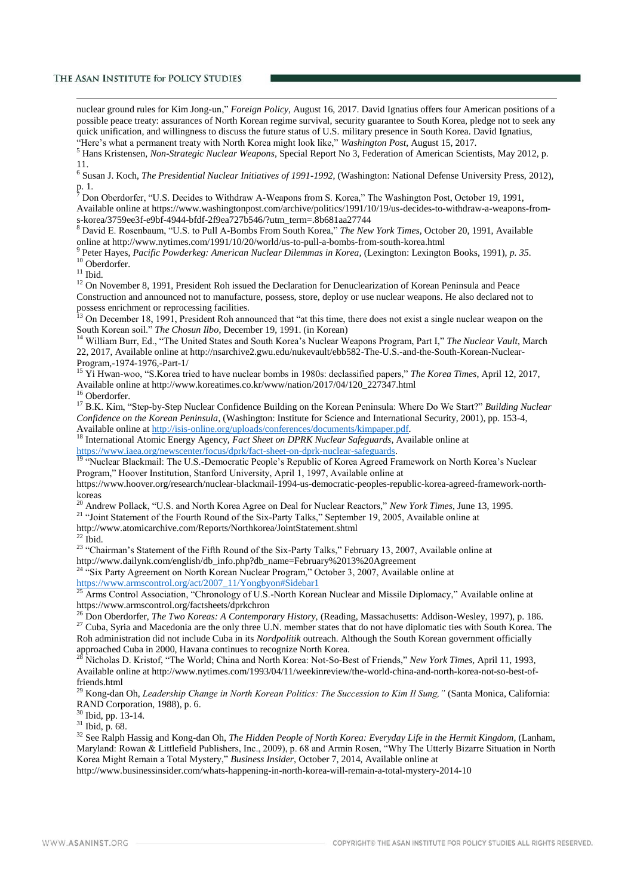nuclear ground rules for Kim Jong-un," *Foreign Policy*, August 16, 2017. David Ignatius offers four American positions of a possible peace treaty: assurances of North Korean regime survival, security guarantee to South Korea, pledge not to seek any quick unification, and willingness to discuss the future status of U.S. military presence in South Korea. David Ignatius, "Here's what a permanent treaty with North Korea might look like," *Washington Post*, August 15, 2017.

[5] Hans Kristensen, *Non-Strategic Nuclear Weapons*, Special Report No 3, Federation of American Scientists, May 2012, p. 11.

[6] Susan J. Koch, *The Presidential Nuclear Initiatives of 1991-1992*, (Washington: National Defense University Press, 2012), p. 1.

[7] Don Oberdorfer, "U.S. Decides to Withdraw A-Weapons from S. Korea," The Washington Post, October 19, 1991, Available online at https://www.washingtonpost.com/archive/politics/1991/10/19/us-decides-to-withdraw-a-weapons-from-s-korea/3759ee3f-e9bf-4944-bfdf-2f9ea727b546/?utm_term=.8b681aa27744

[8] David E. Rosenbaum, "U.S. to Pull A-Bombs From South Korea," *The New York Times*, October 20, 1991, Available online at http://www.nytimes.com/1991/10/20/world/us-to-pull-a-bombs-from-south-korea.html

[9] Peter Hayes, *Pacific Powderkeg: American Nuclear Dilemmas in Korea*, (Lexington: Lexington Books, 1991), *p. 35*.

[10] Oberdorfer.

[11] Ibid.

[12] On November 8, 1991, President Roh issued the Declaration for Denuclearization of Korean Peninsula and Peace Construction and announced not to manufacture, possess, store, deploy or use nuclear weapons. He also declared not to possess enrichment or reprocessing facilities.

[13] On December 18, 1991, President Roh announced that "at this time, there does not exist a single nuclear weapon on the South Korean soil." *The Chosun Ilbo*, December 19, 1991. (in Korean)

[14] William Burr, Ed., "The United States and South Korea's Nuclear Weapons Program, Part I," *The Nuclear Vault*, March 22, 2017, Available online at http://nsarchive2.gwu.edu/nukevault/ebb582-The-U.S.-and-the-South-Korean-Nuclear-Program,-1974-1976,-Part-1/

[15] Yi Hwan-woo, "S.Korea tried to have nuclear bombs in 1980s: declassified papers," *The Korea Times*, April 12, 2017, Available online at http://www.koreatimes.co.kr/www/nation/2017/04/120_227347.html

[16] Oberdorfer.

[17] B.K. Kim, "Step-by-Step Nuclear Confidence Building on the Korean Peninsula: Where Do We Start?" *Building Nuclear Confidence on the Korean Peninsula*, (Washington: Institute for Science and International Security, 2001), pp. 153-4, Available online at http://isis-online.org/uploads/conferences/documents/kimpaper.pdf.

[18] International Atomic Energy Agency, *Fact Sheet on DPRK Nuclear Safeguards*, Available online at https://www.iaea.org/newscenter/focus/dprk/fact-sheet-on-dprk-nuclear-safeguards.

[19] "Nuclear Blackmail: The U.S.-Democratic People's Republic of Korea Agreed Framework on North Korea's Nuclear Program," Hoover Institution, Stanford University, April 1, 1997, Available online at https://www.hoover.org/research/nuclear-blackmail-1994-us-democratic-peoples-republic-korea-agreed-framework-north-koreas

[20] Andrew Pollack, "U.S. and North Korea Agree on Deal for Nuclear Reactors," *New York Times*, June 13, 1995.

[21] "Joint Statement of the Fourth Round of the Six-Party Talks," September 19, 2005, Available online at http://www.atomicarchive.com/Reports/Northkorea/JointStatement.shtml

[22] Ibid.

[23] "Chairman's Statement of the Fifth Round of the Six-Party Talks," February 13, 2007, Available online at http://www.dailynk.com/english/db_info.php?db_name=February%2013%20Agreement

[24] "Six Party Agreement on North Korean Nuclear Program," October 3, 2007, Available online at https://www.armscontrol.org/act/2007_11/Yongbyon#Sidebar1

[25] Arms Control Association, "Chronology of U.S.-North Korean Nuclear and Missile Diplomacy," Available online at https://www.armscontrol.org/factsheets/dprkchron

[26] Don Oberdorfer, *The Two Koreas: A Contemporary History*, (Reading, Massachusetts: Addison-Wesley, 1997), p. 186.

[27] Cuba, Syria and Macedonia are the only three U.N. member states that do not have diplomatic ties with South Korea. The Roh administration did not include Cuba in its *Nordpolitik* outreach. Although the South Korean government officially approached Cuba in 2000, Havana continues to recognize North Korea.

[28] Nicholas D. Kristof, "The World; China and North Korea: Not-So-Best of Friends," *New York Times*, April 11, 1993, Available online at http://www.nytimes.com/1993/04/11/weekinreview/the-world-china-and-north-korea-not-so-best-of-friends.html

[29] Kong-dan Oh, *Leadership Change in North Korean Politics: The Succession to Kim Il Sung,"* (Santa Monica, California: RAND Corporation, 1988), p. 6.

[30] Ibid, pp. 13-14.

[31] Ibid, p. 68.

[32] See Ralph Hassig and Kong-dan Oh, *The Hidden People of North Korea: Everyday Life in the Hermit Kingdom*, (Lanham, Maryland: Rowan & Littlefield Publishers, Inc., 2009), p. 68 and Armin Rosen, "Why The Utterly Bizarre Situation in North Korea Might Remain a Total Mystery," *Business Insider*, October 7, 2014, Available online at http://www.businessinsider.com/whats-happening-in-north-korea-will-remain-a-total-mystery-2014-10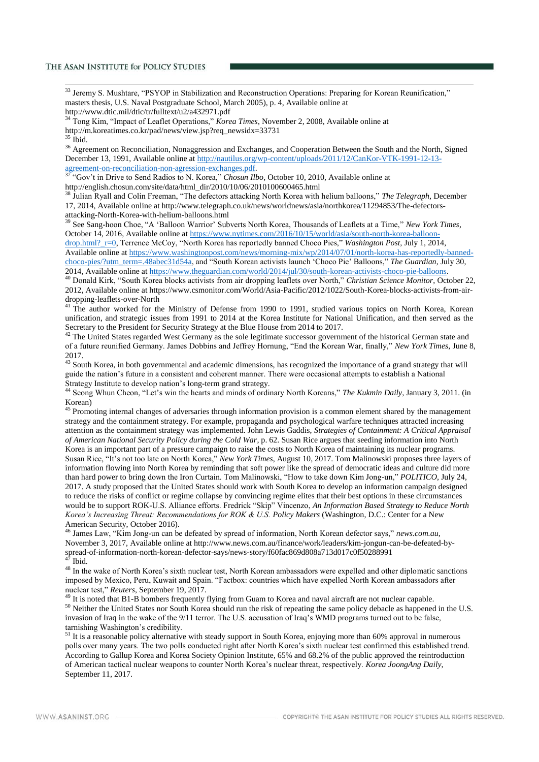[33] Jeremy S. Mushtare, "PSYOP in Stabilization and Reconstruction Operations: Preparing for Korean Reunification," masters thesis, U.S. Naval Postgraduate School, March 2005), p. 4, Available online at http://www.dtic.mil/dtic/tr/fulltext/u2/a432971.pdf

[34] Tong Kim, "Impact of Leaflet Operations," *Korea Times*, November 2, 2008, Available online at http://m.koreatimes.co.kr/pad/news/view.jsp?req_newsidx=33731

[35] Ibid.

[36] Agreement on Reconciliation, Nonaggression and Exchanges, and Cooperation Between the South and the North, Signed December 13, 1991, Available online at http://nautilus.org/wp-content/uploads/2011/12/CanKor-VTK-1991-12-13-agreement-on-reconciliation-non-agression-exchanges.pdf.

[37] "Gov't in Drive to Send Radios to N. Korea," *Chosun Ilbo*, October 10, 2010, Available online at http://english.chosun.com/site/data/html_dir/2010/10/06/2010100600465.html

[38] Julian Ryall and Colin Freeman, "The defectors attacking North Korea with helium balloons," *The Telegraph*, December 17, 2014, Available online at http://www.telegraph.co.uk/news/worldnews/asia/northkorea/11294853/The-defectors-attacking-North-Korea-with-helium-balloons.html

[39] See Sang-hoon Choe, "A 'Balloon Warrior' Subverts North Korea, Thousands of Leaflets at a Time," *New York Times*, October 14, 2016, Available online at https://www.nytimes.com/2016/10/15/world/asia/south-north-korea-balloon-drop.html?_r=0, Terrence McCoy, "North Korea has reportedly banned Choco Pies," *Washington Post*, July 1, 2014, Available online at https://www.washingtonpost.com/news/morning-mix/wp/2014/07/01/north-korea-has-reportedly-banned-choco-pies/?utm_term=.48abec31d54a, and "South Korean activists launch 'Choco Pie' Balloons," *The Guardian*, July 30, 2014, Available online at https://www.theguardian.com/world/2014/jul/30/south-korean-activists-choco-pie-balloons.

[40] Donald Kirk, "South Korea blocks activists from air dropping leaflets over North," *Christian Science Monitor*, October 22, 2012, Available online at https://www.csmonitor.com/World/Asia-Pacific/2012/1022/South-Korea-blocks-activists-from-air-dropping-leaflets-over-North

[41] The author worked for the Ministry of Defense from 1990 to 1991, studied various topics on North Korea, Korean unification, and strategic issues from 1991 to 2014 at the Korea Institute for National Unification, and then served as the Secretary to the President for Security Strategy at the Blue House from 2014 to 2017.

[42] The United States regarded West Germany as the sole legitimate successor government of the historical German state and of a future reunified Germany. James Dobbins and Jeffrey Hornung, "End the Korean War, finally," *New York Times*, June 8, 2017.

[43] South Korea, in both governmental and academic dimensions, has recognized the importance of a grand strategy that will guide the nation's future in a consistent and coherent manner. There were occasional attempts to establish a National Strategy Institute to develop nation's long-term grand strategy.

[44] Seong Whun Cheon, "Let's win the hearts and minds of ordinary North Koreans," *The Kukmin Daily*, January 3, 2011. (in Korean)

[45] Promoting internal changes of adversaries through information provision is a common element shared by the management strategy and the containment strategy. For example, propaganda and psychological warfare techniques attracted increasing attention as the containment strategy was implemented. John Lewis Gaddis, *Strategies of Containment: A Critical Appraisal of American National Security Policy during the Cold War*, p. 62. Susan Rice argues that seeding information into North Korea is an important part of a pressure campaign to raise the costs to North Korea of maintaining its nuclear programs. Susan Rice, "It's not too late on North Korea," *New York Times*, August 10, 2017. Tom Malinowski proposes three layers of information flowing into North Korea by reminding that soft power like the spread of democratic ideas and culture did more than hard power to bring down the Iron Curtain. Tom Malinowski, "How to take down Kim Jong-un," *POLITICO*, July 24, 2017. A study proposed that the United States should work with South Korea to develop an information campaign designed to reduce the risks of conflict or regime collapse by convincing regime elites that their best options in these circumstances would be to support ROK-U.S. Alliance efforts. Fredrick "Skip" Vincenzo, *An Information Based Strategy to Reduce North Korea's Increasing Threat: Recommendations for ROK & U.S. Policy Makers* (Washington, D.C.: Center for a New American Security, October 2016).

[46] James Law, "Kim Jong-un can be defeated by spread of information, North Korean defector says," *news.com.au*, November 3, 2017, Available online at http://www.news.com.au/finance/work/leaders/kim-jongun-can-be-defeated-by-spread-of-information-north-korean-defector-says/news-story/f60fac869d808a713d017c0f50288991

[47] Ibid.

[48] In the wake of North Korea's sixth nuclear test, North Korean ambassadors were expelled and other diplomatic sanctions imposed by Mexico, Peru, Kuwait and Spain. "Factbox: countries which have expelled North Korean ambassadors after nuclear test," *Reuters*, September 19, 2017.

[49] It is noted that B1-B bombers frequently flying from Guam to Korea and naval aircraft are not nuclear capable.

[50] Neither the United States nor South Korea should run the risk of repeating the same policy debacle as happened in the U.S. invasion of Iraq in the wake of the 9/11 terror. The U.S. accusation of Iraq's WMD programs turned out to be false, tarnishing Washington's credibility.

[51] It is a reasonable policy alternative with steady support in South Korea, enjoying more than 60% approval in numerous polls over many years. The two polls conducted right after North Korea's sixth nuclear test confirmed this established trend. According to Gallup Korea and Korea Society Opinion Institute, 65% and 68.2% of the public approved the reintroduction of American tactical nuclear weapons to counter North Korea's nuclear threat, respectively. *Korea JoongAng Daily*, September 11, 2017.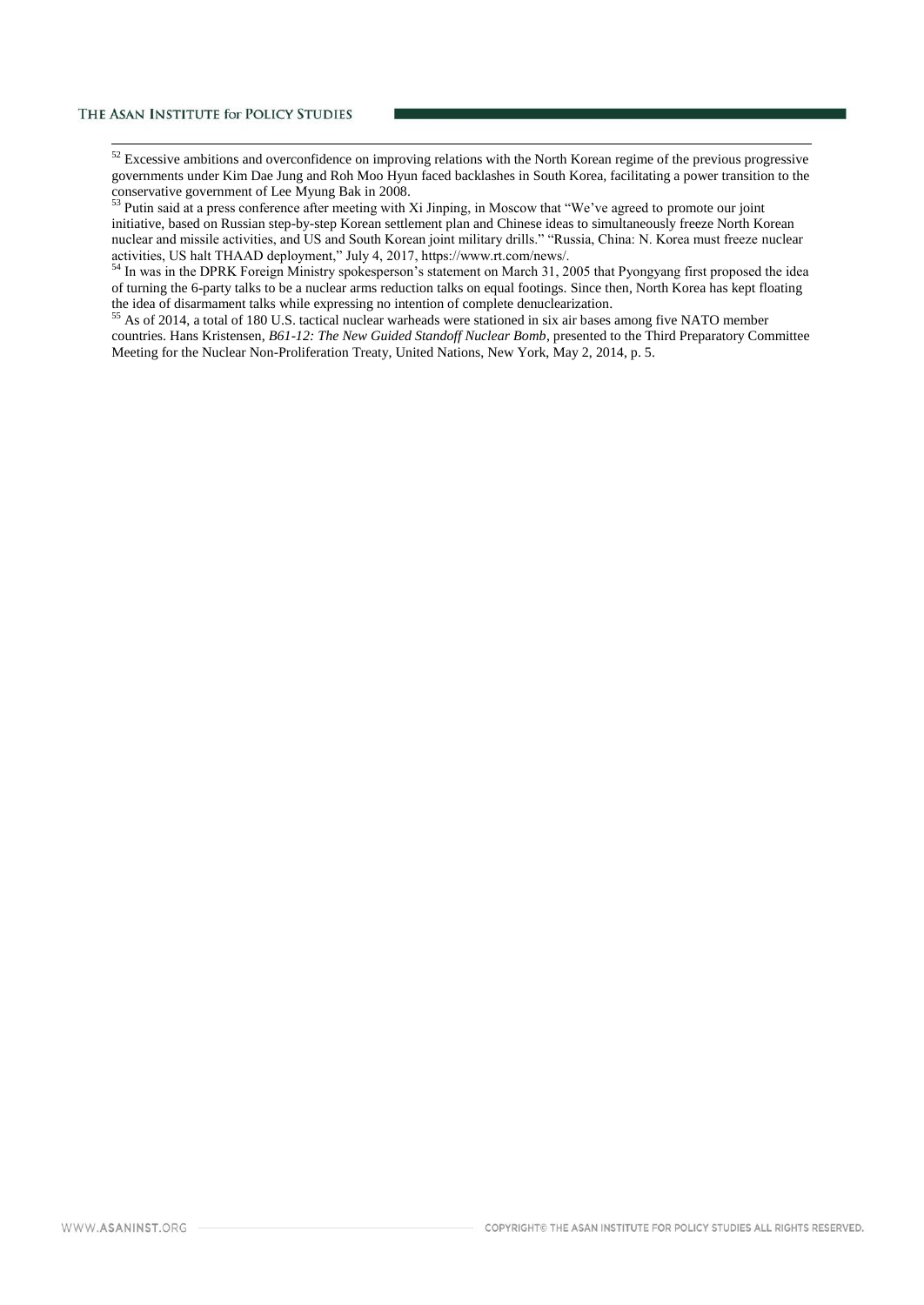[52] Excessive ambitions and overconfidence on improving relations with the North Korean regime of the previous progressive governments under Kim Dae Jung and Roh Moo Hyun faced backlashes in South Korea, facilitating a power transition to the conservative government of Lee Myung Bak in 2008.

[53] Putin said at a press conference after meeting with Xi Jinping, in Moscow that "We've agreed to promote our joint initiative, based on Russian step-by-step Korean settlement plan and Chinese ideas to simultaneously freeze North Korean nuclear and missile activities, and US and South Korean joint military drills." "Russia, China: N. Korea must freeze nuclear activities, US halt THAAD deployment," July 4, 2017, https://www.rt.com/news/.

[54] In was in the DPRK Foreign Ministry spokesperson's statement on March 31, 2005 that Pyongyang first proposed the idea of turning the 6-party talks to be a nuclear arms reduction talks on equal footings. Since then, North Korea has kept floating the idea of disarmament talks while expressing no intention of complete denuclearization.

[55] As of 2014, a total of 180 U.S. tactical nuclear warheads were stationed in six air bases among five NATO member countries. Hans Kristensen, *B61-12: The New Guided Standoff Nuclear Bomb*, presented to the Third Preparatory Committee Meeting for the Nuclear Non-Proliferation Treaty, United Nations, New York, May 2, 2014, p. 5.